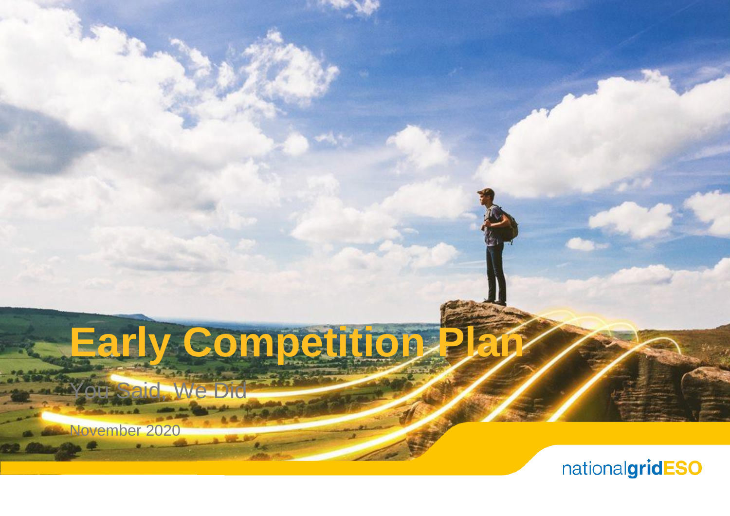# Early Competition Plan

You Said, We Did

November 2020

nationalgridESO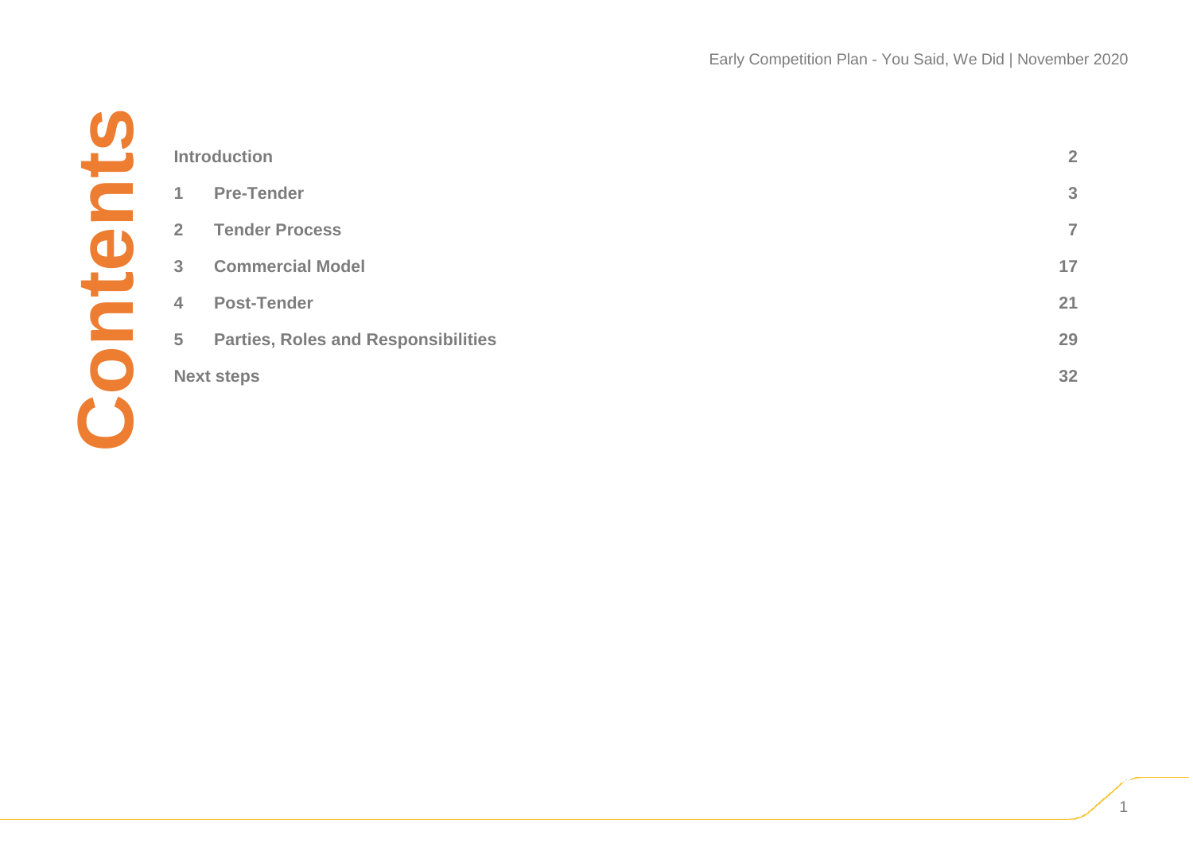# Contents

| | | |
|---|---|---|
| **Introduction** | | **2** |
| **1** | **Pre-Tender** | **3** |
| **2** | **Tender Process** | **7** |
| **3** | **Commercial Model** | **17** |
| **4** | **Post-Tender** | **21** |
| **5** | **Parties, Roles and Responsibilities** | **29** |
| **Next steps** | | **32** |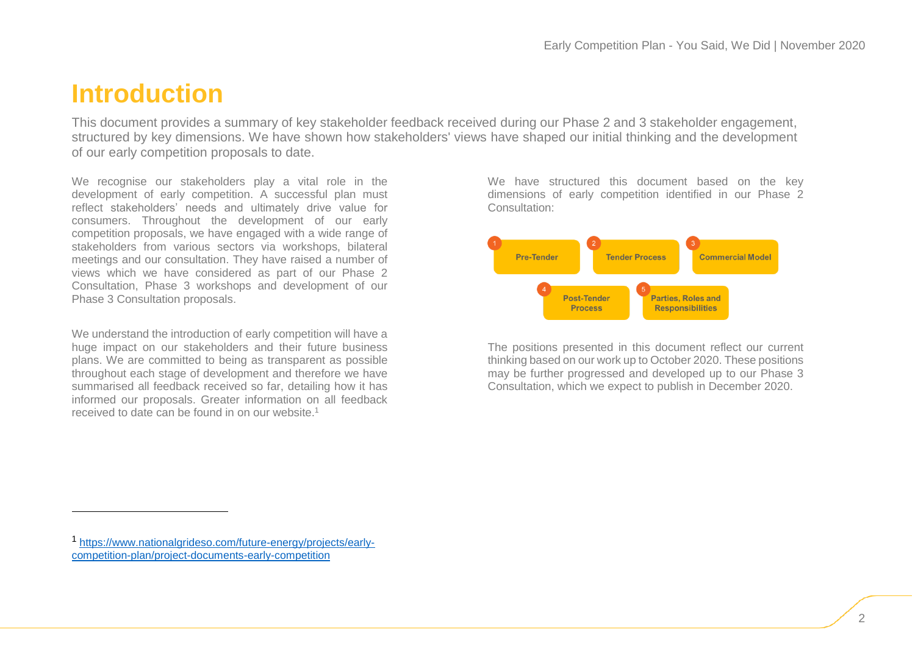# Introduction

This document provides a summary of key stakeholder feedback received during our Phase 2 and 3 stakeholder engagement, structured by key dimensions. We have shown how stakeholders' views have shaped our initial thinking and the development of our early competition proposals to date.

We recognise our stakeholders play a vital role in the development of early competition. A successful plan must reflect stakeholders' needs and ultimately drive value for consumers. Throughout the development of our early competition proposals, we have engaged with a wide range of stakeholders from various sectors via workshops, bilateral meetings and our consultation. They have raised a number of views which we have considered as part of our Phase 2 Consultation, Phase 3 workshops and development of our Phase 3 Consultation proposals.

We understand the introduction of early competition will have a huge impact on our stakeholders and their future business plans. We are committed to being as transparent as possible throughout each stage of development and therefore we have summarised all feedback received so far, detailing how it has informed our proposals. Greater information on all feedback received to date can be found in on our website.[1]

We have structured this document based on the key dimensions of early competition identified in our Phase 2 Consultation:

1. Pre-Tender
2. Tender Process
3. Commercial Model
4. Post-Tender Process
5. Parties, Roles and Responsibilities

The positions presented in this document reflect our current thinking based on our work up to October 2020. These positions may be further progressed and developed up to our Phase 3 Consultation, which we expect to publish in December 2020.

---

[1] https://www.nationalgrideso.com/future-energy/projects/early-competition-plan/project-documents-early-competition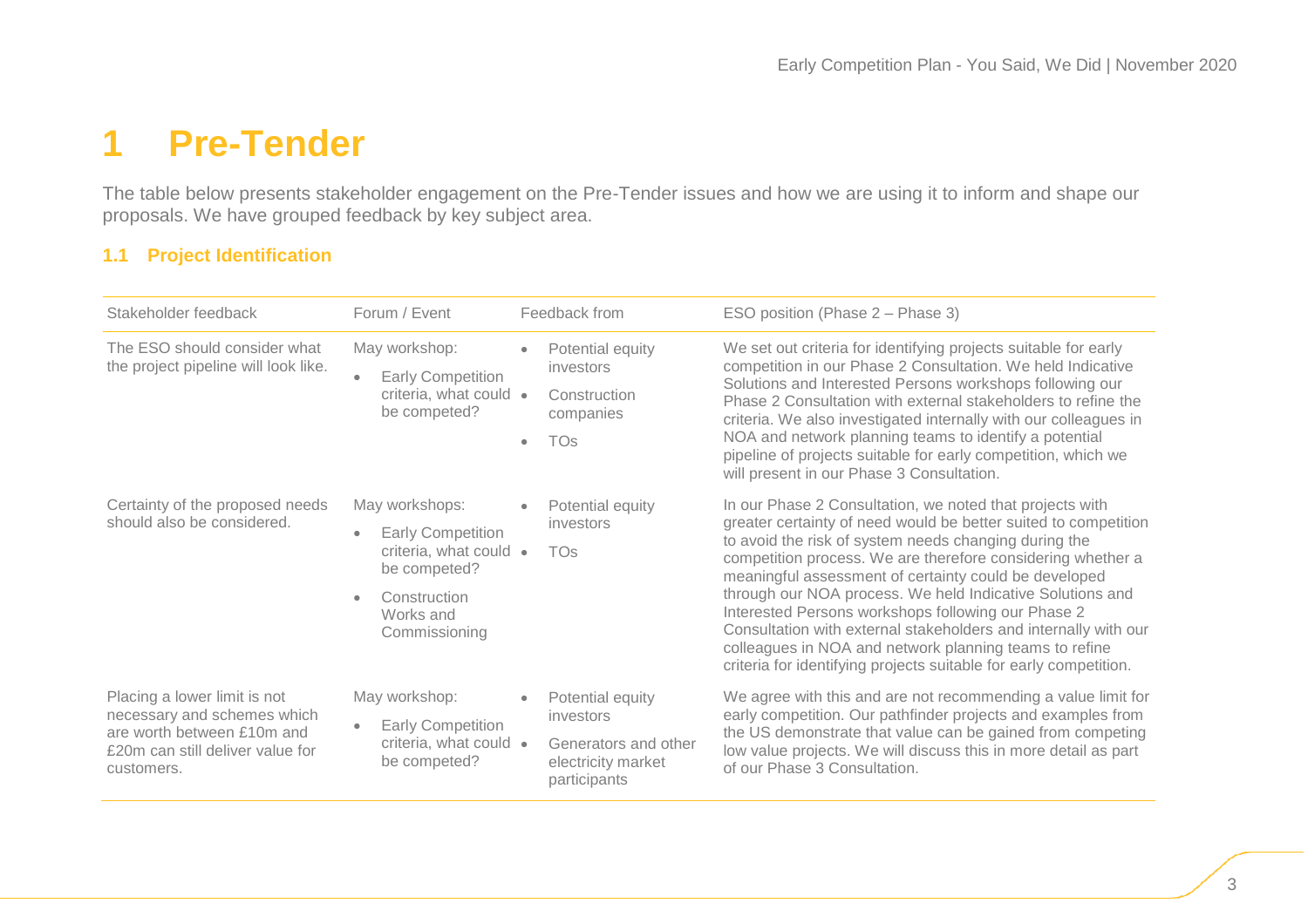# 1 Pre-Tender

The table below presents stakeholder engagement on the Pre-Tender issues and how we are using it to inform and shape our proposals. We have grouped feedback by key subject area.

### 1.1 Project Identification

| Stakeholder feedback | Forum / Event | Feedback from | ESO position (Phase 2 – Phase 3) |
|---|---|---|---|
| The ESO should consider what the project pipeline will look like. | May workshop:<br>• Early Competition criteria, what could be competed? | • Potential equity investors<br>• Construction companies<br>• TOs | We set out criteria for identifying projects suitable for early competition in our Phase 2 Consultation. We held Indicative Solutions and Interested Persons workshops following our Phase 2 Consultation with external stakeholders to refine the criteria. We also investigated internally with our colleagues in NOA and network planning teams to identify a potential pipeline of projects suitable for early competition, which we will present in our Phase 3 Consultation. |
| Certainty of the proposed needs should also be considered. | May workshops:<br>• Early Competition criteria, what could be competed?<br>• Construction Works and Commissioning | • Potential equity investors<br>• TOs | In our Phase 2 Consultation, we noted that projects with greater certainty of need would be better suited to competition to avoid the risk of system needs changing during the competition process. We are therefore considering whether a meaningful assessment of certainty could be developed through our NOA process. We held Indicative Solutions and Interested Persons workshops following our Phase 2 Consultation with external stakeholders and internally with our colleagues in NOA and network planning teams to refine criteria for identifying projects suitable for early competition. |
| Placing a lower limit is not necessary and schemes which are worth between £10m and £20m can still deliver value for customers. | May workshop:<br>• Early Competition criteria, what could be competed? | • Potential equity investors<br>• Generators and other electricity market participants | We agree with this and are not recommending a value limit for early competition. Our pathfinder projects and examples from the US demonstrate that value can be gained from competing low value projects. We will discuss this in more detail as part of our Phase 3 Consultation. |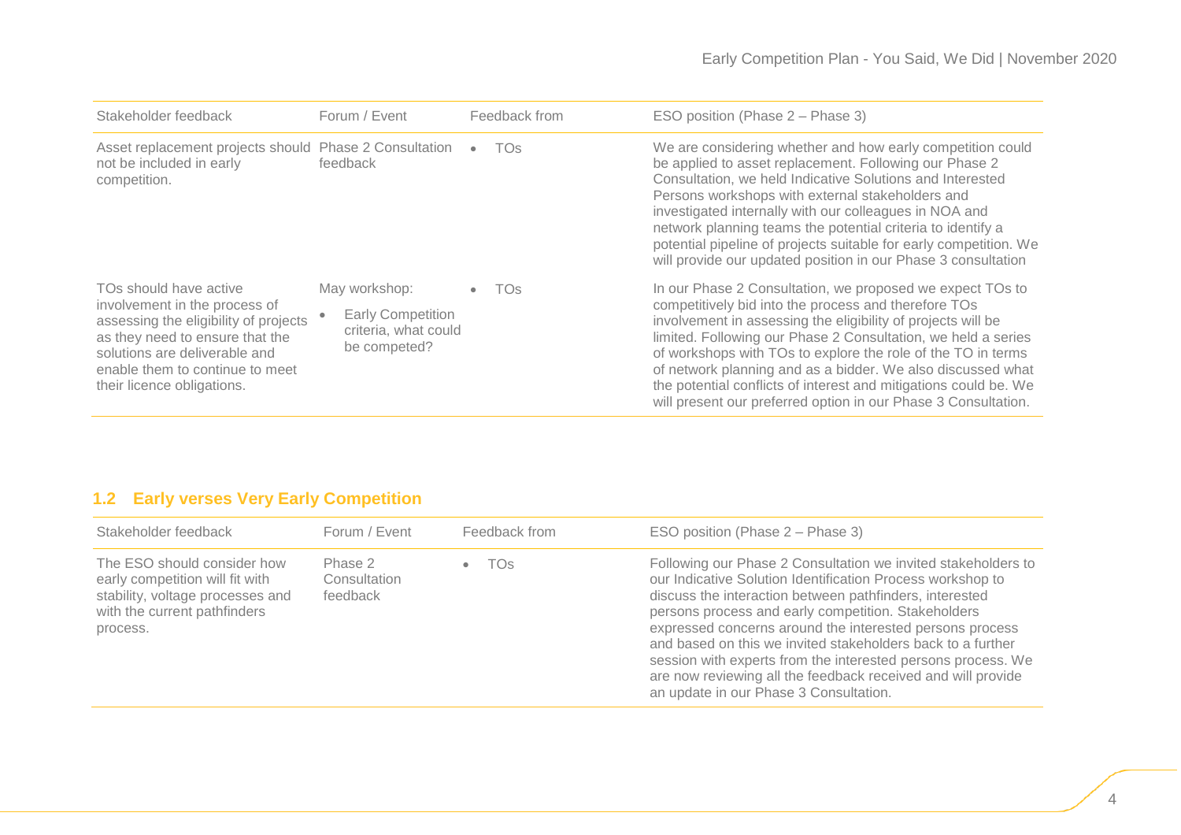| Stakeholder feedback | Forum / Event | Feedback from | ESO position (Phase 2 – Phase 3) |
|---|---|---|---|
| Asset replacement projects should not be included in early competition. | Phase 2 Consultation feedback | • TOs | We are considering whether and how early competition could be applied to asset replacement. Following our Phase 2 Consultation, we held Indicative Solutions and Interested Persons workshops with external stakeholders and investigated internally with our colleagues in NOA and network planning teams the potential criteria to identify a potential pipeline of projects suitable for early competition. We will provide our updated position in our Phase 3 consultation |
| TOs should have active involvement in the process of assessing the eligibility of projects as they need to ensure that the solutions are deliverable and enable them to continue to meet their licence obligations. | May workshop: • Early Competition criteria, what could be competed? | • TOs | In our Phase 2 Consultation, we proposed we expect TOs to competitively bid into the process and therefore TOs involvement in assessing the eligibility of projects will be limited. Following our Phase 2 Consultation, we held a series of workshops with TOs to explore the role of the TO in terms of network planning and as a bidder. We also discussed what the potential conflicts of interest and mitigations could be. We will present our preferred option in our Phase 3 Consultation. |

## 1.2 Early verses Very Early Competition

| Stakeholder feedback | Forum / Event | Feedback from | ESO position (Phase 2 – Phase 3) |
|---|---|---|---|
| The ESO should consider how early competition will fit with stability, voltage processes and with the current pathfinders process. | Phase 2 Consultation feedback | • TOs | Following our Phase 2 Consultation we invited stakeholders to our Indicative Solution Identification Process workshop to discuss the interaction between pathfinders, interested persons process and early competition. Stakeholders expressed concerns around the interested persons process and based on this we invited stakeholders back to a further session with experts from the interested persons process. We are now reviewing all the feedback received and will provide an update in our Phase 3 Consultation. |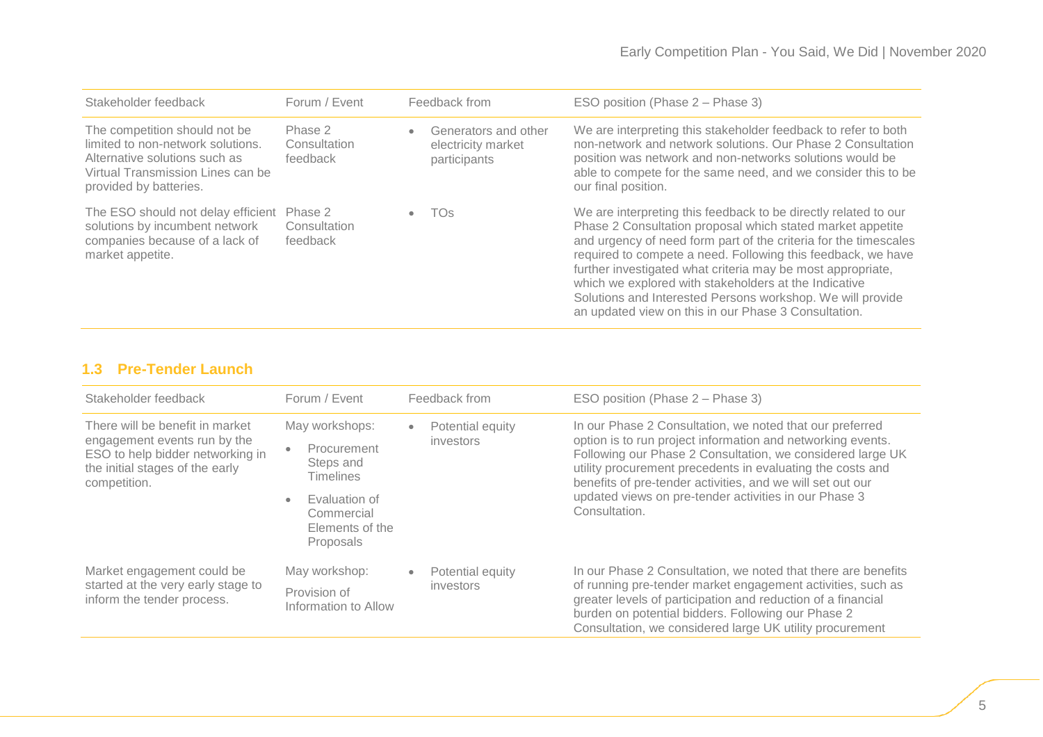| Stakeholder feedback | Forum / Event | Feedback from | ESO position (Phase 2 – Phase 3) |
|---|---|---|---|
| The competition should not be limited to non-network solutions. Alternative solutions such as Virtual Transmission Lines can be provided by batteries. | Phase 2 Consultation feedback | • Generators and other electricity market participants | We are interpreting this stakeholder feedback to refer to both non-network and network solutions. Our Phase 2 Consultation position was network and non-networks solutions would be able to compete for the same need, and we consider this to be our final position. |
| The ESO should not delay efficient solutions by incumbent network companies because of a lack of market appetite. | Phase 2 Consultation feedback | • TOs | We are interpreting this feedback to be directly related to our Phase 2 Consultation proposal which stated market appetite and urgency of need form part of the criteria for the timescales required to compete a need. Following this feedback, we have further investigated what criteria may be most appropriate, which we explored with stakeholders at the Indicative Solutions and Interested Persons workshop. We will provide an updated view on this in our Phase 3 Consultation. |

## 1.3 Pre-Tender Launch

| Stakeholder feedback | Forum / Event | Feedback from | ESO position (Phase 2 – Phase 3) |
|---|---|---|---|
| There will be benefit in market engagement events run by the ESO to help bidder networking in the initial stages of the early competition. | May workshops: • Procurement Steps and Timelines • Evaluation of Commercial Elements of the Proposals | • Potential equity investors | In our Phase 2 Consultation, we noted that our preferred option is to run project information and networking events. Following our Phase 2 Consultation, we considered large UK utility procurement precedents in evaluating the costs and benefits of pre-tender activities, and we will set out our updated views on pre-tender activities in our Phase 3 Consultation. |
| Market engagement could be started at the very early stage to inform the tender process. | May workshop: Provision of Information to Allow | • Potential equity investors | In our Phase 2 Consultation, we noted that there are benefits of running pre-tender market engagement activities, such as greater levels of participation and reduction of a financial burden on potential bidders. Following our Phase 2 Consultation, we considered large UK utility procurement |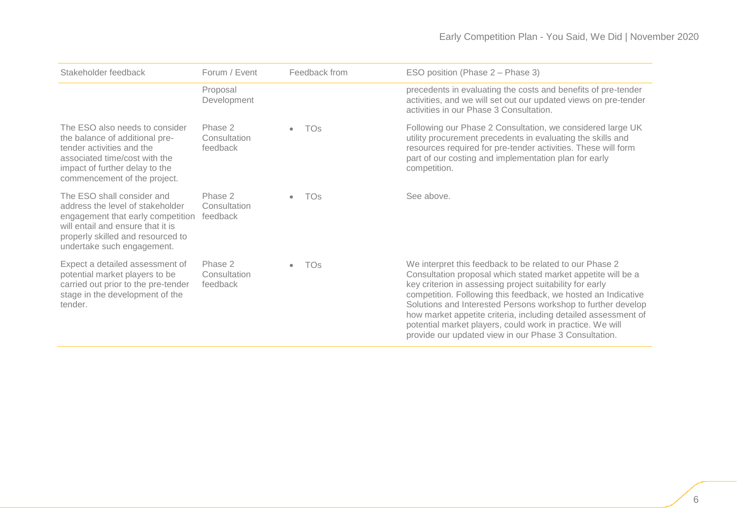| Stakeholder feedback | Forum / Event | Feedback from | ESO position (Phase 2 – Phase 3) |
| --- | --- | --- | --- |
| | Proposal Development | | precedents in evaluating the costs and benefits of pre-tender activities, and we will set out our updated views on pre-tender activities in our Phase 3 Consultation. |
| The ESO also needs to consider the balance of additional pre-tender activities and the associated time/cost with the impact of further delay to the commencement of the project. | Phase 2 Consultation feedback | • TOs | Following our Phase 2 Consultation, we considered large UK utility procurement precedents in evaluating the skills and resources required for pre-tender activities. These will form part of our costing and implementation plan for early competition. |
| The ESO shall consider and address the level of stakeholder engagement that early competition will entail and ensure that it is properly skilled and resourced to undertake such engagement. | Phase 2 Consultation feedback | • TOs | See above. |
| Expect a detailed assessment of potential market players to be carried out prior to the pre-tender stage in the development of the tender. | Phase 2 Consultation feedback | • TOs | We interpret this feedback to be related to our Phase 2 Consultation proposal which stated market appetite will be a key criterion in assessing project suitability for early competition. Following this feedback, we hosted an Indicative Solutions and Interested Persons workshop to further develop how market appetite criteria, including detailed assessment of potential market players, could work in practice. We will provide our updated view in our Phase 3 Consultation. |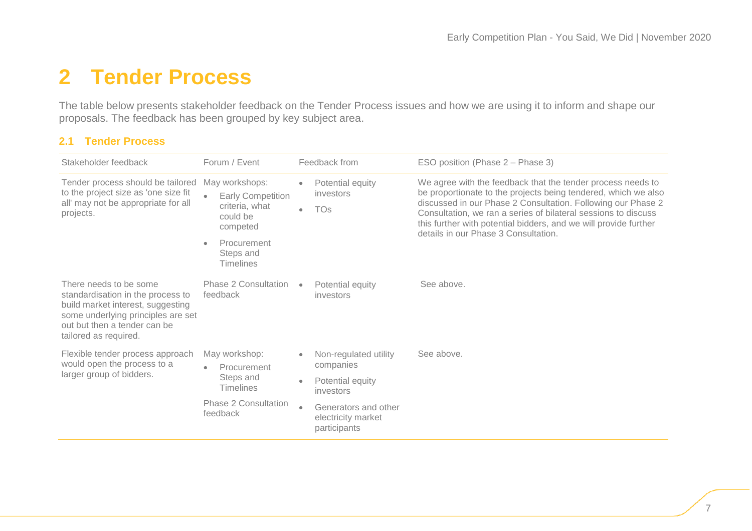# 2 Tender Process

The table below presents stakeholder feedback on the Tender Process issues and how we are using it to inform and shape our proposals. The feedback has been grouped by key subject area.

## 2.1 Tender Process

| Stakeholder feedback | Forum / Event | Feedback from | ESO position (Phase 2 – Phase 3) |
|---|---|---|---|
| Tender process should be tailored to the project size as 'one size fit all' may not be appropriate for all projects. | May workshops:<br>• Early Competition criteria, what could be competed<br>• Procurement Steps and Timelines | • Potential equity investors<br>• TOs | We agree with the feedback that the tender process needs to be proportionate to the projects being tendered, which we also discussed in our Phase 2 Consultation. Following our Phase 2 Consultation, we ran a series of bilateral sessions to discuss this further with potential bidders, and we will provide further details in our Phase 3 Consultation. |
| There needs to be some standardisation in the process to build market interest, suggesting some underlying principles are set out but then a tender can be tailored as required. | Phase 2 Consultation feedback | • Potential equity investors | See above. |
| Flexible tender process approach would open the process to a larger group of bidders. | May workshop:<br>• Procurement Steps and Timelines<br>Phase 2 Consultation feedback | • Non-regulated utility companies<br>• Potential equity investors<br>• Generators and other electricity market participants | See above. |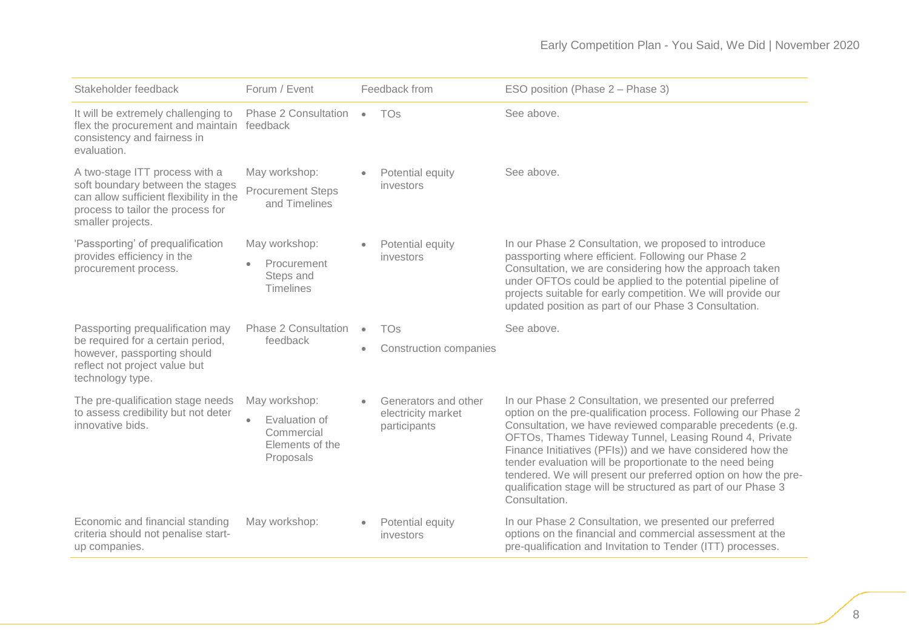| Stakeholder feedback | Forum / Event | Feedback from | ESO position (Phase 2 – Phase 3) |
|---|---|---|---|
| It will be extremely challenging to flex the procurement and maintain consistency and fairness in evaluation. | Phase 2 Consultation feedback | • TOs | See above. |
| A two-stage ITT process with a soft boundary between the stages can allow sufficient flexibility in the process to tailor the process for smaller projects. | May workshop: Procurement Steps and Timelines | • Potential equity investors | See above. |
| 'Passporting' of prequalification provides efficiency in the procurement process. | May workshop: • Procurement Steps and Timelines | • Potential equity investors | In our Phase 2 Consultation, we proposed to introduce passporting where efficient. Following our Phase 2 Consultation, we are considering how the approach taken under OFTOs could be applied to the potential pipeline of projects suitable for early competition. We will provide our updated position as part of our Phase 3 Consultation. |
| Passporting prequalification may be required for a certain period, however, passporting should reflect not project value but technology type. | Phase 2 Consultation feedback | • TOs<br>• Construction companies | See above. |
| The pre-qualification stage needs to assess credibility but not deter innovative bids. | May workshop: • Evaluation of Commercial Elements of the Proposals | • Generators and other electricity market participants | In our Phase 2 Consultation, we presented our preferred option on the pre-qualification process. Following our Phase 2 Consultation, we have reviewed comparable precedents (e.g. OFTOs, Thames Tideway Tunnel, Leasing Round 4, Private Finance Initiatives (PFIs)) and we have considered how the tender evaluation will be proportionate to the need being tendered. We will present our preferred option on how the pre-qualification stage will be structured as part of our Phase 3 Consultation. |
| Economic and financial standing criteria should not penalise start-up companies. | May workshop: | • Potential equity investors | In our Phase 2 Consultation, we presented our preferred options on the financial and commercial assessment at the pre-qualification and Invitation to Tender (ITT) processes. |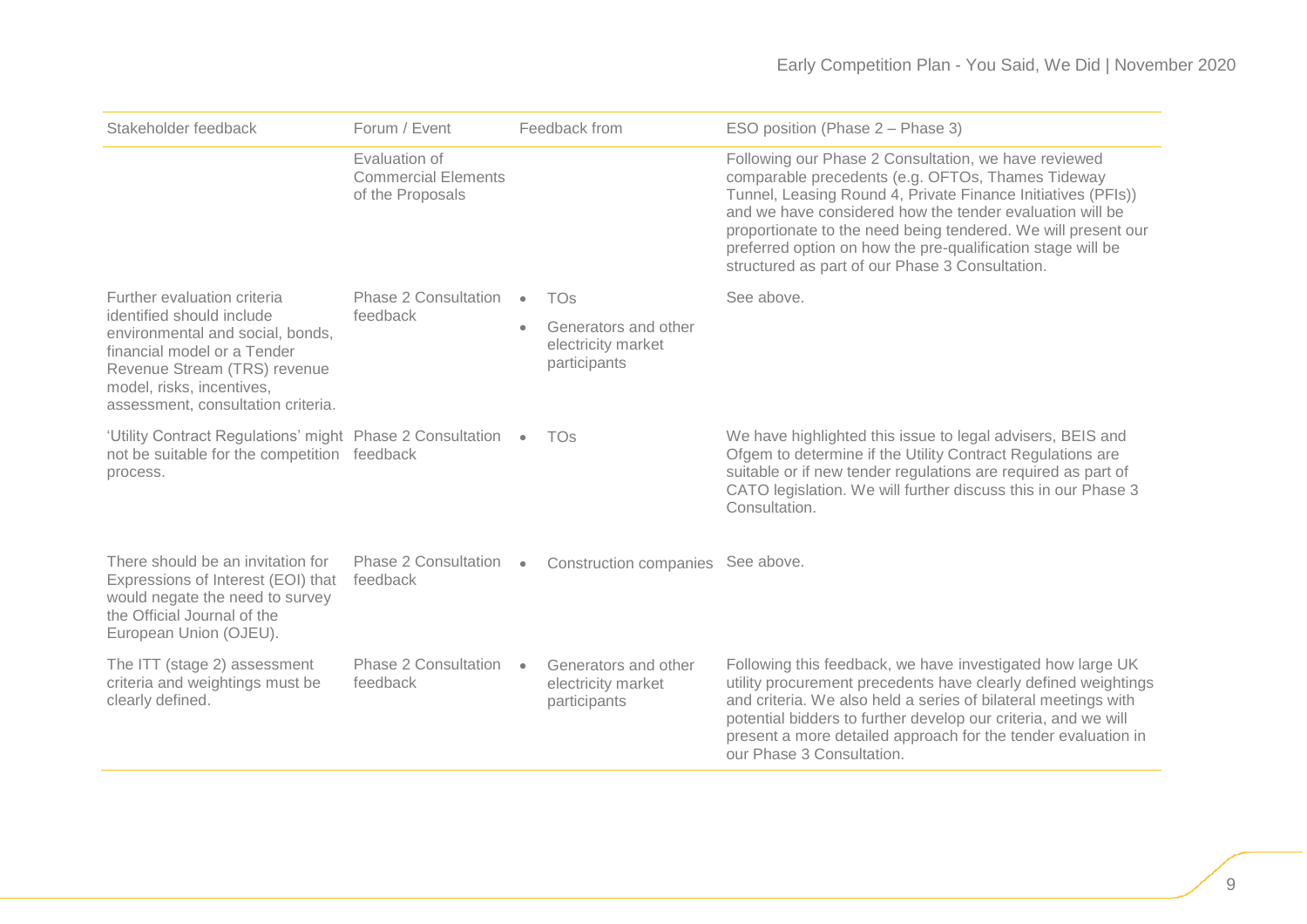| Stakeholder feedback | Forum / Event | Feedback from | ESO position (Phase 2 – Phase 3) |
|---|---|---|---|
| | Evaluation of Commercial Elements of the Proposals | | Following our Phase 2 Consultation, we have reviewed comparable precedents (e.g. OFTOs, Thames Tideway Tunnel, Leasing Round 4, Private Finance Initiatives (PFIs)) and we have considered how the tender evaluation will be proportionate to the need being tendered. We will present our preferred option on how the pre-qualification stage will be structured as part of our Phase 3 Consultation. |
| Further evaluation criteria identified should include environmental and social, bonds, financial model or a Tender Revenue Stream (TRS) revenue model, risks, incentives, assessment, consultation criteria. | Phase 2 Consultation feedback | • TOs<br>• Generators and other electricity market participants | See above. |
| 'Utility Contract Regulations' might not be suitable for the competition process. | Phase 2 Consultation feedback | • TOs | We have highlighted this issue to legal advisers, BEIS and Ofgem to determine if the Utility Contract Regulations are suitable or if new tender regulations are required as part of CATO legislation. We will further discuss this in our Phase 3 Consultation. |
| There should be an invitation for Expressions of Interest (EOI) that would negate the need to survey the Official Journal of the European Union (OJEU). | Phase 2 Consultation feedback | • Construction companies | See above. |
| The ITT (stage 2) assessment criteria and weightings must be clearly defined. | Phase 2 Consultation feedback | • Generators and other electricity market participants | Following this feedback, we have investigated how large UK utility procurement precedents have clearly defined weightings and criteria. We also held a series of bilateral meetings with potential bidders to further develop our criteria, and we will present a more detailed approach for the tender evaluation in our Phase 3 Consultation. |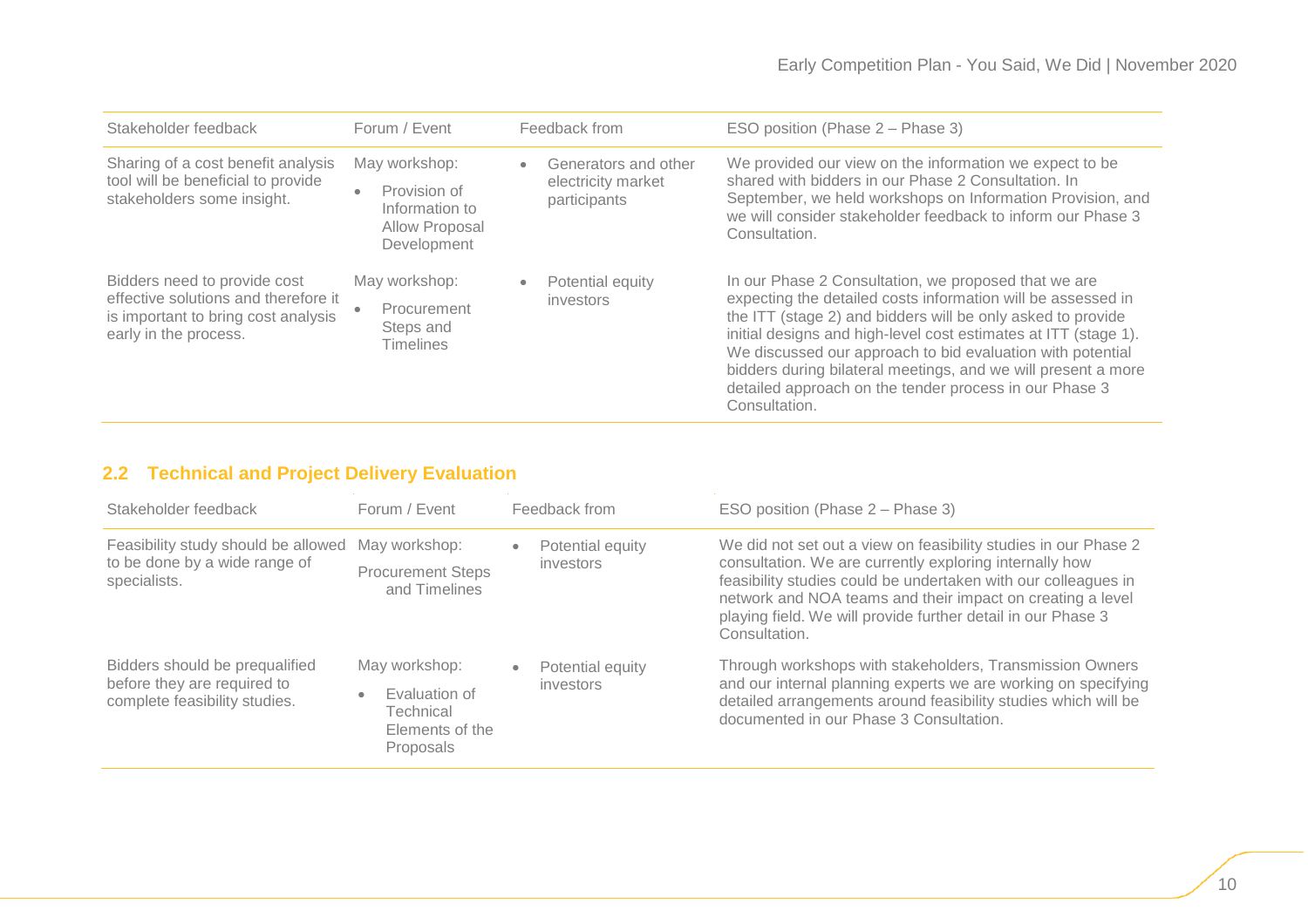| Stakeholder feedback | Forum / Event | Feedback from | ESO position (Phase 2 – Phase 3) |
|---|---|---|---|
| Sharing of a cost benefit analysis tool will be beneficial to provide stakeholders some insight. | May workshop: <br>• Provision of Information to Allow Proposal Development | • Generators and other electricity market participants | We provided our view on the information we expect to be shared with bidders in our Phase 2 Consultation. In September, we held workshops on Information Provision, and we will consider stakeholder feedback to inform our Phase 3 Consultation. |
| Bidders need to provide cost effective solutions and therefore it is important to bring cost analysis early in the process. | May workshop: <br>• Procurement Steps and Timelines | • Potential equity investors | In our Phase 2 Consultation, we proposed that we are expecting the detailed costs information will be assessed in the ITT (stage 2) and bidders will be only asked to provide initial designs and high-level cost estimates at ITT (stage 1). We discussed our approach to bid evaluation with potential bidders during bilateral meetings, and we will present a more detailed approach on the tender process in our Phase 3 Consultation. |

## 2.2 Technical and Project Delivery Evaluation

| Stakeholder feedback | Forum / Event | Feedback from | ESO position (Phase 2 – Phase 3) |
|---|---|---|---|
| Feasibility study should be allowed to be done by a wide range of specialists. | May workshop: <br>Procurement Steps and Timelines | • Potential equity investors | We did not set out a view on feasibility studies in our Phase 2 consultation. We are currently exploring internally how feasibility studies could be undertaken with our colleagues in network and NOA teams and their impact on creating a level playing field. We will provide further detail in our Phase 3 Consultation. |
| Bidders should be prequalified before they are required to complete feasibility studies. | May workshop: <br>• Evaluation of Technical Elements of the Proposals | • Potential equity investors | Through workshops with stakeholders, Transmission Owners and our internal planning experts we are working on specifying detailed arrangements around feasibility studies which will be documented in our Phase 3 Consultation. |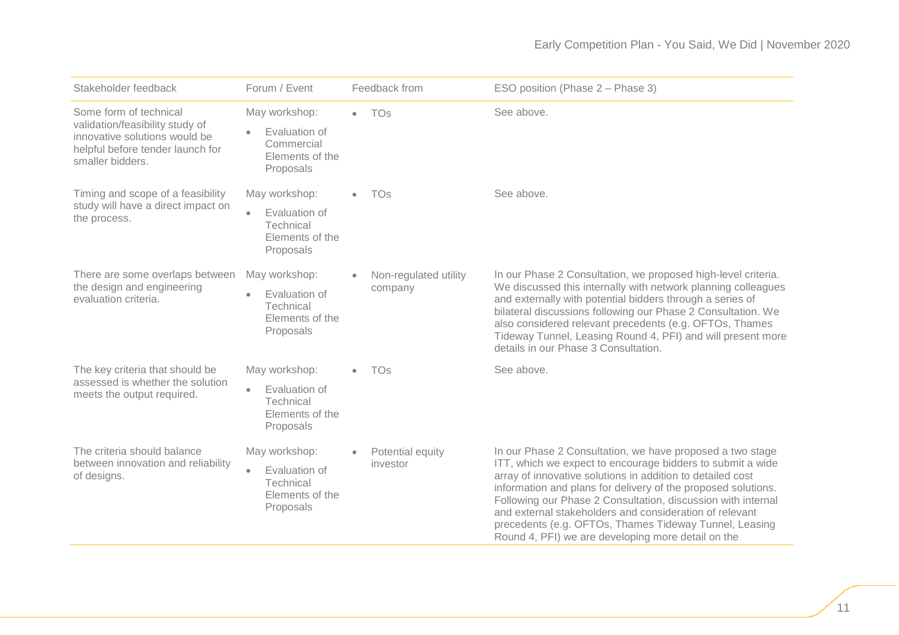| Stakeholder feedback | Forum / Event | Feedback from | ESO position (Phase 2 – Phase 3) |
|---|---|---|---|
| Some form of technical validation/feasibility study of innovative solutions would be helpful before tender launch for smaller bidders. | May workshop: <br>• Evaluation of Commercial Elements of the Proposals | • TOs | See above. |
| Timing and scope of a feasibility study will have a direct impact on the process. | May workshop: <br>• Evaluation of Technical Elements of the Proposals | • TOs | See above. |
| There are some overlaps between the design and engineering evaluation criteria. | May workshop: <br>• Evaluation of Technical Elements of the Proposals | • Non-regulated utility company | In our Phase 2 Consultation, we proposed high-level criteria. We discussed this internally with network planning colleagues and externally with potential bidders through a series of bilateral discussions following our Phase 2 Consultation. We also considered relevant precedents (e.g. OFTOs, Thames Tideway Tunnel, Leasing Round 4, PFI) and will present more details in our Phase 3 Consultation. |
| The key criteria that should be assessed is whether the solution meets the output required. | May workshop: <br>• Evaluation of Technical Elements of the Proposals | • TOs | See above. |
| The criteria should balance between innovation and reliability of designs. | May workshop: <br>• Evaluation of Technical Elements of the Proposals | • Potential equity investor | In our Phase 2 Consultation, we have proposed a two stage ITT, which we expect to encourage bidders to submit a wide array of innovative solutions in addition to detailed cost information and plans for delivery of the proposed solutions. Following our Phase 2 Consultation, discussion with internal and external stakeholders and consideration of relevant precedents (e.g. OFTOs, Thames Tideway Tunnel, Leasing Round 4, PFI) we are developing more detail on the |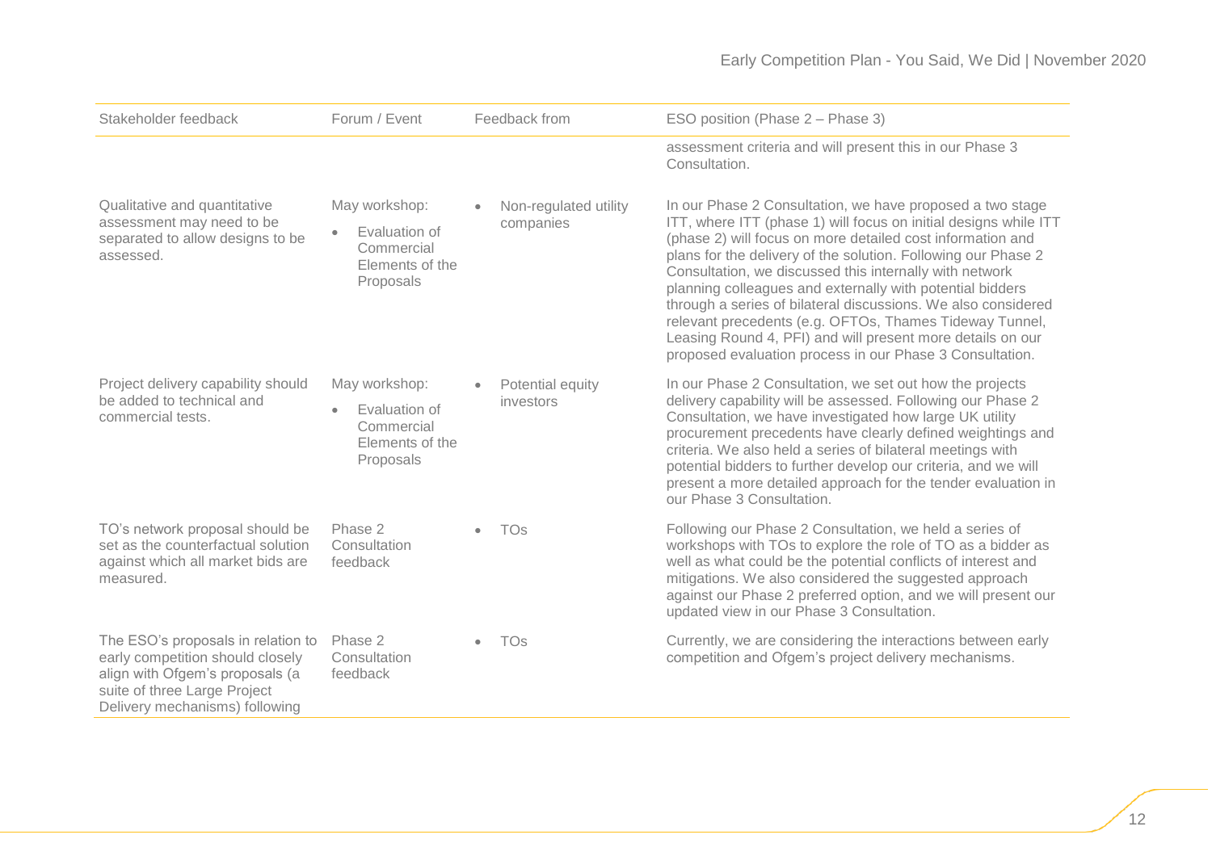| Stakeholder feedback | Forum / Event | Feedback from | ESO position (Phase 2 – Phase 3) |
|---|---|---|---|
| | | | assessment criteria and will present this in our Phase 3 Consultation. |
| Qualitative and quantitative assessment may need to be separated to allow designs to be assessed. | May workshop:<br>• Evaluation of Commercial Elements of the Proposals | • Non-regulated utility companies | In our Phase 2 Consultation, we have proposed a two stage ITT, where ITT (phase 1) will focus on initial designs while ITT (phase 2) will focus on more detailed cost information and plans for the delivery of the solution. Following our Phase 2 Consultation, we discussed this internally with network planning colleagues and externally with potential bidders through a series of bilateral discussions. We also considered relevant precedents (e.g. OFTOs, Thames Tideway Tunnel, Leasing Round 4, PFI) and will present more details on our proposed evaluation process in our Phase 3 Consultation. |
| Project delivery capability should be added to technical and commercial tests. | May workshop:<br>• Evaluation of Commercial Elements of the Proposals | • Potential equity investors | In our Phase 2 Consultation, we set out how the projects delivery capability will be assessed. Following our Phase 2 Consultation, we have investigated how large UK utility procurement precedents have clearly defined weightings and criteria. We also held a series of bilateral meetings with potential bidders to further develop our criteria, and we will present a more detailed approach for the tender evaluation in our Phase 3 Consultation. |
| TO's network proposal should be set as the counterfactual solution against which all market bids are measured. | Phase 2 Consultation feedback | • TOs | Following our Phase 2 Consultation, we held a series of workshops with TOs to explore the role of TO as a bidder as well as what could be the potential conflicts of interest and mitigations. We also considered the suggested approach against our Phase 2 preferred option, and we will present our updated view in our Phase 3 Consultation. |
| The ESO's proposals in relation to early competition should closely align with Ofgem's proposals (a suite of three Large Project Delivery mechanisms) following | Phase 2 Consultation feedback | • TOs | Currently, we are considering the interactions between early competition and Ofgem's project delivery mechanisms. |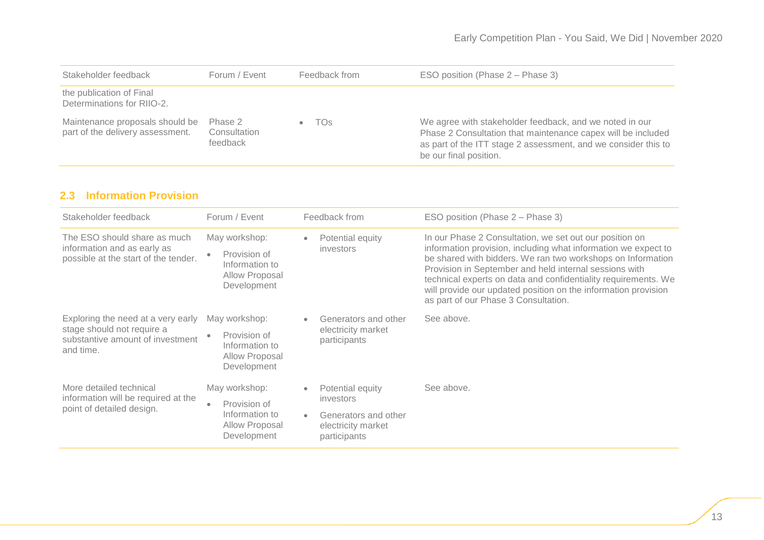| Stakeholder feedback | Forum / Event | Feedback from | ESO position (Phase 2 – Phase 3) |
|---|---|---|---|
| the publication of Final Determinations for RIIO-2. | | | |
| Maintenance proposals should be part of the delivery assessment. | Phase 2 Consultation feedback | • TOs | We agree with stakeholder feedback, and we noted in our Phase 2 Consultation that maintenance capex will be included as part of the ITT stage 2 assessment, and we consider this to be our final position. |

## 2.3 Information Provision

| Stakeholder feedback | Forum / Event | Feedback from | ESO position (Phase 2 – Phase 3) |
|---|---|---|---|
| The ESO should share as much information and as early as possible at the start of the tender. | May workshop: • Provision of Information to Allow Proposal Development | • Potential equity investors | In our Phase 2 Consultation, we set out our position on information provision, including what information we expect to be shared with bidders. We ran two workshops on Information Provision in September and held internal sessions with technical experts on data and confidentiality requirements. We will provide our updated position on the information provision as part of our Phase 3 Consultation. |
| Exploring the need at a very early stage should not require a substantive amount of investment and time. | May workshop: • Provision of Information to Allow Proposal Development | • Generators and other electricity market participants | See above. |
| More detailed technical information will be required at the point of detailed design. | May workshop: • Provision of Information to Allow Proposal Development | • Potential equity investors • Generators and other electricity market participants | See above. |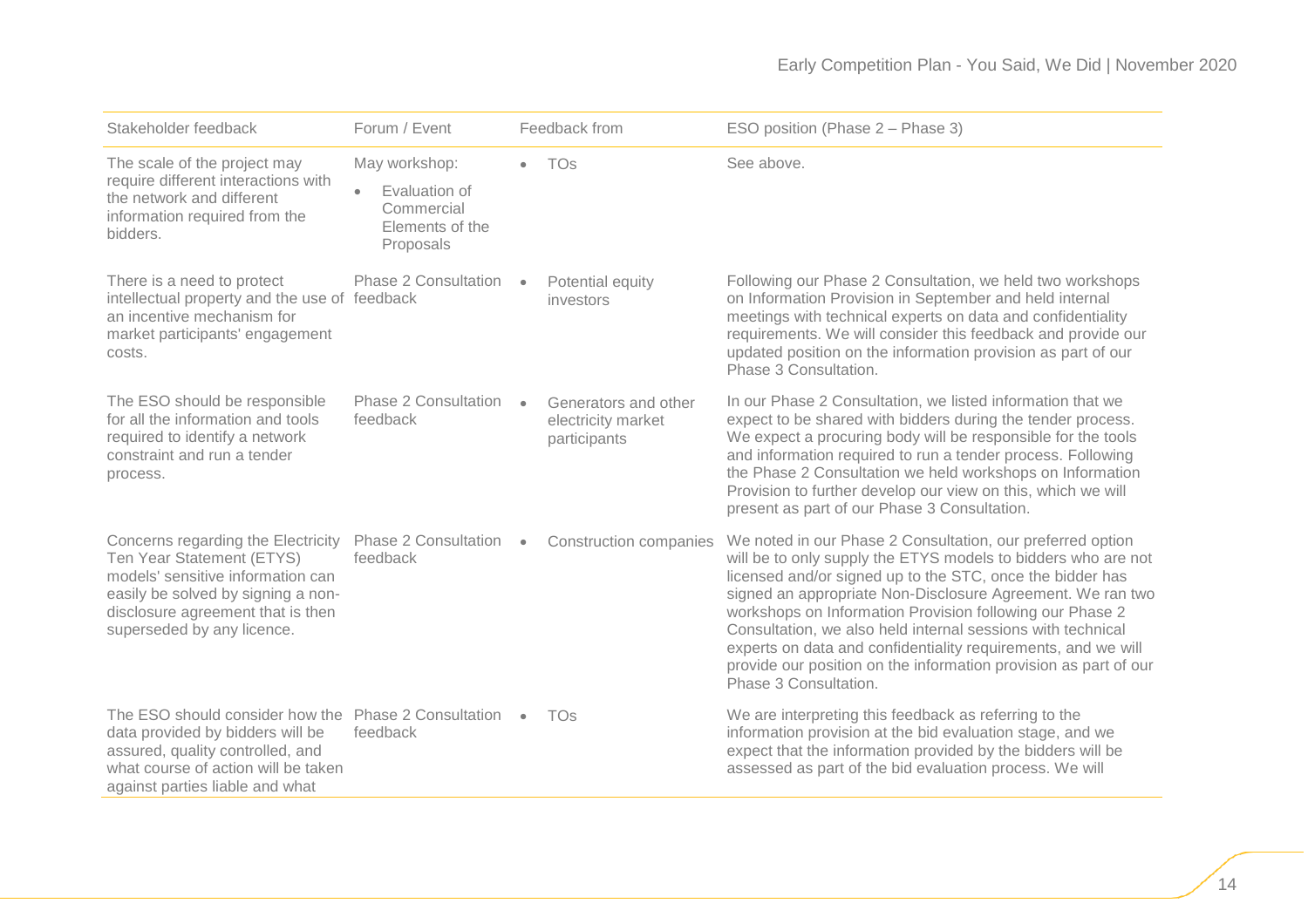| Stakeholder feedback | Forum / Event | Feedback from | ESO position (Phase 2 – Phase 3) |
| --- | --- | --- | --- |
| The scale of the project may require different interactions with the network and different information required from the bidders. | May workshop:<br>• Evaluation of Commercial Elements of the Proposals | • TOs | See above. |
| There is a need to protect intellectual property and the use of an incentive mechanism for market participants' engagement costs. | Phase 2 Consultation feedback | • Potential equity investors | Following our Phase 2 Consultation, we held two workshops on Information Provision in September and held internal meetings with technical experts on data and confidentiality requirements. We will consider this feedback and provide our updated position on the information provision as part of our Phase 3 Consultation. |
| The ESO should be responsible for all the information and tools required to identify a network constraint and run a tender process. | Phase 2 Consultation feedback | • Generators and other electricity market participants | In our Phase 2 Consultation, we listed information that we expect to be shared with bidders during the tender process. We expect a procuring body will be responsible for the tools and information required to run a tender process. Following the Phase 2 Consultation we held workshops on Information Provision to further develop our view on this, which we will present as part of our Phase 3 Consultation. |
| Concerns regarding the Electricity Ten Year Statement (ETYS) models' sensitive information can easily be solved by signing a non-disclosure agreement that is then superseded by any licence. | Phase 2 Consultation feedback | • Construction companies | We noted in our Phase 2 Consultation, our preferred option will be to only supply the ETYS models to bidders who are not licensed and/or signed up to the STC, once the bidder has signed an appropriate Non-Disclosure Agreement. We ran two workshops on Information Provision following our Phase 2 Consultation, we also held internal sessions with technical experts on data and confidentiality requirements, and we will provide our position on the information provision as part of our Phase 3 Consultation. |
| The ESO should consider how the data provided by bidders will be assured, quality controlled, and what course of action will be taken against parties liable and what | Phase 2 Consultation feedback | • TOs | We are interpreting this feedback as referring to the information provision at the bid evaluation stage, and we expect that the information provided by the bidders will be assessed as part of the bid evaluation process. We will |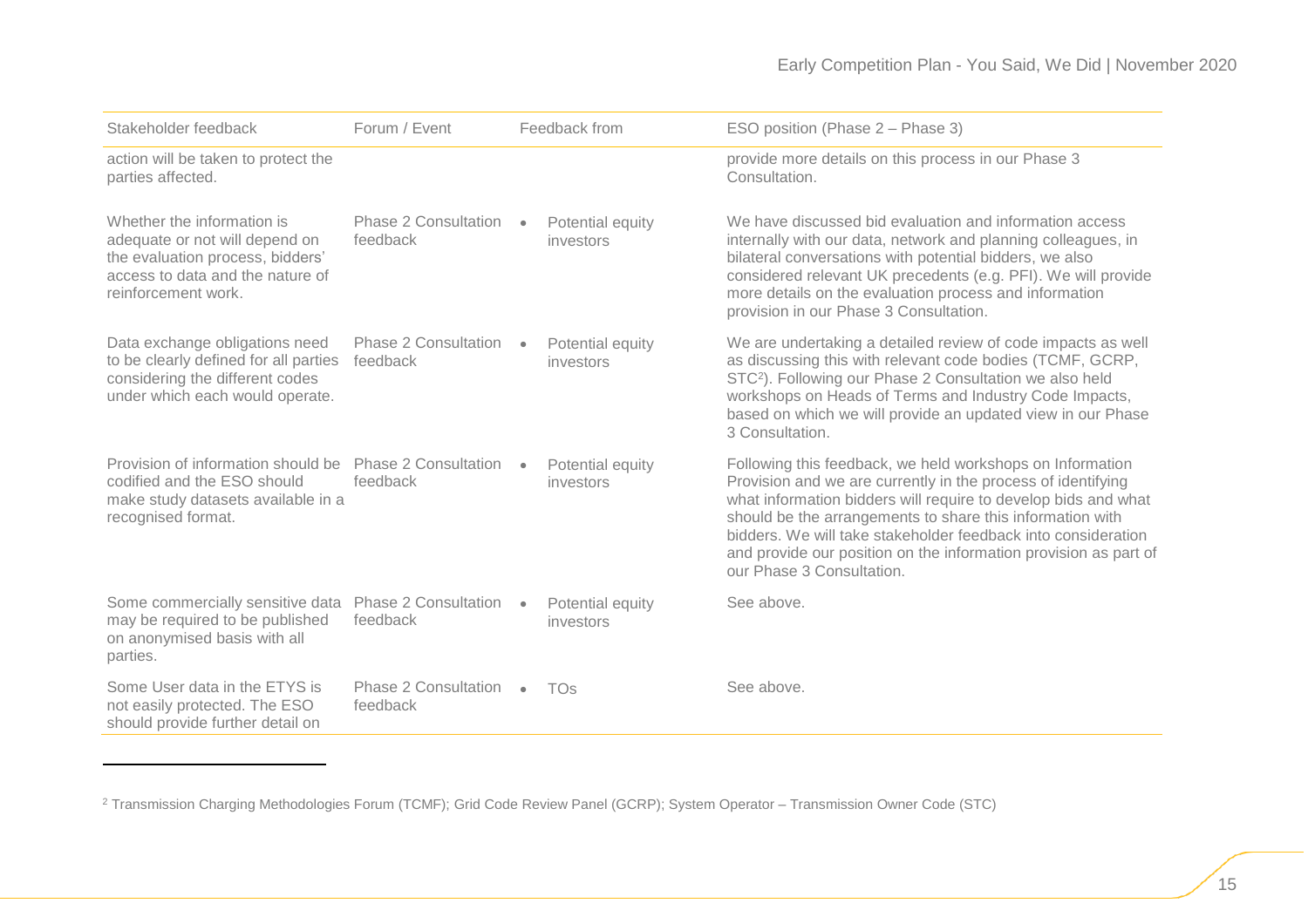| Stakeholder feedback | Forum / Event | Feedback from | ESO position (Phase 2 – Phase 3) |
|---|---|---|---|
| action will be taken to protect the parties affected. | | | provide more details on this process in our Phase 3 Consultation. |
| Whether the information is adequate or not will depend on the evaluation process, bidders' access to data and the nature of reinforcement work. | Phase 2 Consultation feedback | • Potential equity investors | We have discussed bid evaluation and information access internally with our data, network and planning colleagues, in bilateral conversations with potential bidders, we also considered relevant UK precedents (e.g. PFI). We will provide more details on the evaluation process and information provision in our Phase 3 Consultation. |
| Data exchange obligations need to be clearly defined for all parties considering the different codes under which each would operate. | Phase 2 Consultation feedback | • Potential equity investors | We are undertaking a detailed review of code impacts as well as discussing this with relevant code bodies (TCMF, GCRP, STC[2]). Following our Phase 2 Consultation we also held workshops on Heads of Terms and Industry Code Impacts, based on which we will provide an updated view in our Phase 3 Consultation. |
| Provision of information should be codified and the ESO should make study datasets available in a recognised format. | Phase 2 Consultation feedback | • Potential equity investors | Following this feedback, we held workshops on Information Provision and we are currently in the process of identifying what information bidders will require to develop bids and what should be the arrangements to share this information with bidders. We will take stakeholder feedback into consideration and provide our position on the information provision as part of our Phase 3 Consultation. |
| Some commercially sensitive data may be required to be published on anonymised basis with all parties. | Phase 2 Consultation feedback | • Potential equity investors | See above. |
| Some User data in the ETYS is not easily protected. The ESO should provide further detail on | Phase 2 Consultation feedback | • TOs | See above. |

[2] Transmission Charging Methodologies Forum (TCMF); Grid Code Review Panel (GCRP); System Operator – Transmission Owner Code (STC)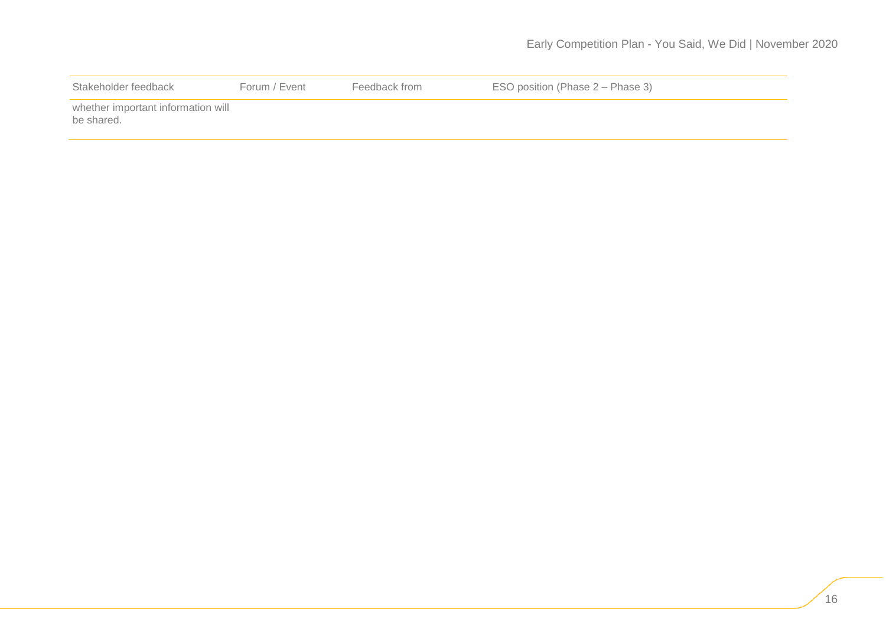| Stakeholder feedback | Forum / Event | Feedback from | ESO position (Phase 2 – Phase 3) |
|---|---|---|---|
| whether important information will be shared. | | | |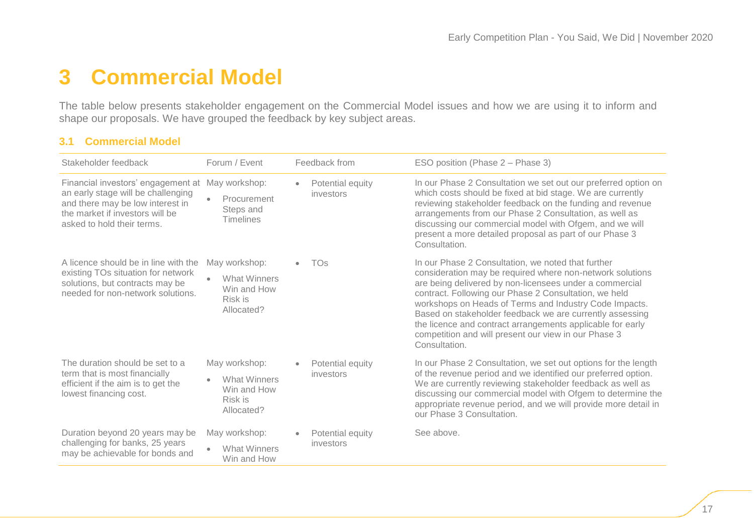# 3 Commercial Model

The table below presents stakeholder engagement on the Commercial Model issues and how we are using it to inform and shape our proposals. We have grouped the feedback by key subject areas.

### 3.1 Commercial Model

| Stakeholder feedback | Forum / Event | Feedback from | ESO position (Phase 2 – Phase 3) |
|---|---|---|---|
| Financial investors' engagement at an early stage will be challenging and there may be low interest in the market if investors will be asked to hold their terms. | May workshop: <br>• Procurement Steps and Timelines | • Potential equity investors | In our Phase 2 Consultation we set out our preferred option on which costs should be fixed at bid stage. We are currently reviewing stakeholder feedback on the funding and revenue arrangements from our Phase 2 Consultation, as well as discussing our commercial model with Ofgem, and we will present a more detailed proposal as part of our Phase 3 Consultation. |
| A licence should be in line with the existing TOs situation for network solutions, but contracts may be needed for non-network solutions. | May workshop: <br>• What Winners Win and How Risk is Allocated? | • TOs | In our Phase 2 Consultation, we noted that further consideration may be required where non-network solutions are being delivered by non-licensees under a commercial contract. Following our Phase 2 Consultation, we held workshops on Heads of Terms and Industry Code Impacts. Based on stakeholder feedback we are currently assessing the licence and contract arrangements applicable for early competition and will present our view in our Phase 3 Consultation. |
| The duration should be set to a term that is most financially efficient if the aim is to get the lowest financing cost. | May workshop: <br>• What Winners Win and How Risk is Allocated? | • Potential equity investors | In our Phase 2 Consultation, we set out options for the length of the revenue period and we identified our preferred option. We are currently reviewing stakeholder feedback as well as discussing our commercial model with Ofgem to determine the appropriate revenue period, and we will provide more detail in our Phase 3 Consultation. |
| Duration beyond 20 years may be challenging for banks, 25 years may be achievable for bonds and | May workshop: <br>• What Winners Win and How | • Potential equity investors | See above. |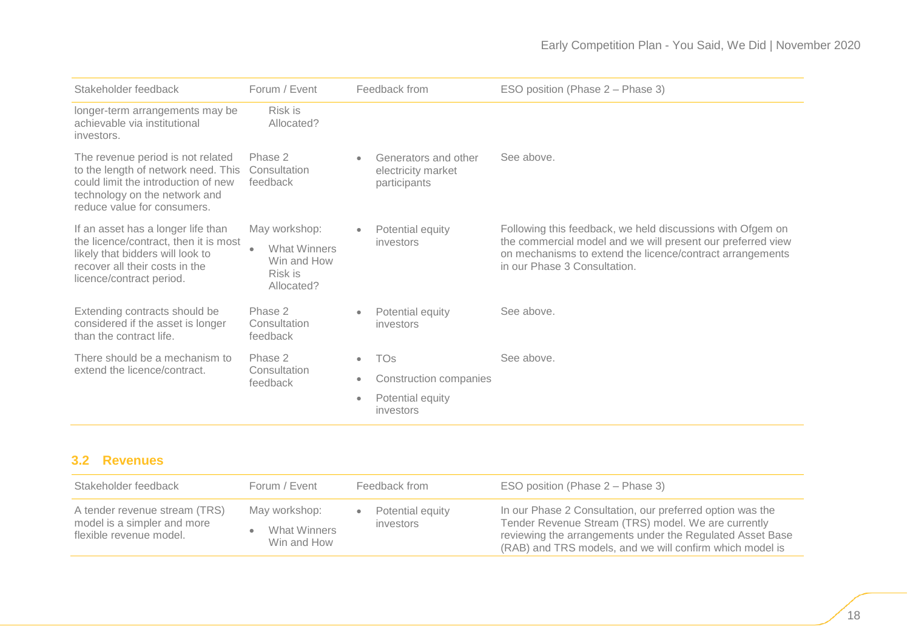| Stakeholder feedback | Forum / Event | Feedback from | ESO position (Phase 2 – Phase 3) |
|---|---|---|---|
| longer-term arrangements may be achievable via institutional investors. | Risk is Allocated? | | |
| The revenue period is not related to the length of network need. This could limit the introduction of new technology on the network and reduce value for consumers. | Phase 2 Consultation feedback | • Generators and other electricity market participants | See above. |
| If an asset has a longer life than the licence/contract, then it is most likely that bidders will look to recover all their costs in the licence/contract period. | May workshop: • What Winners Win and How Risk is Allocated? | • Potential equity investors | Following this feedback, we held discussions with Ofgem on the commercial model and we will present our preferred view on mechanisms to extend the licence/contract arrangements in our Phase 3 Consultation. |
| Extending contracts should be considered if the asset is longer than the contract life. | Phase 2 Consultation feedback | • Potential equity investors | See above. |
| There should be a mechanism to extend the licence/contract. | Phase 2 Consultation feedback | • TOs • Construction companies • Potential equity investors | See above. |

## 3.2 Revenues

| Stakeholder feedback | Forum / Event | Feedback from | ESO position (Phase 2 – Phase 3) |
|---|---|---|---|
| A tender revenue stream (TRS) model is a simpler and more flexible revenue model. | May workshop: • What Winners Win and How | • Potential equity investors | In our Phase 2 Consultation, our preferred option was the Tender Revenue Stream (TRS) model. We are currently reviewing the arrangements under the Regulated Asset Base (RAB) and TRS models, and we will confirm which model is |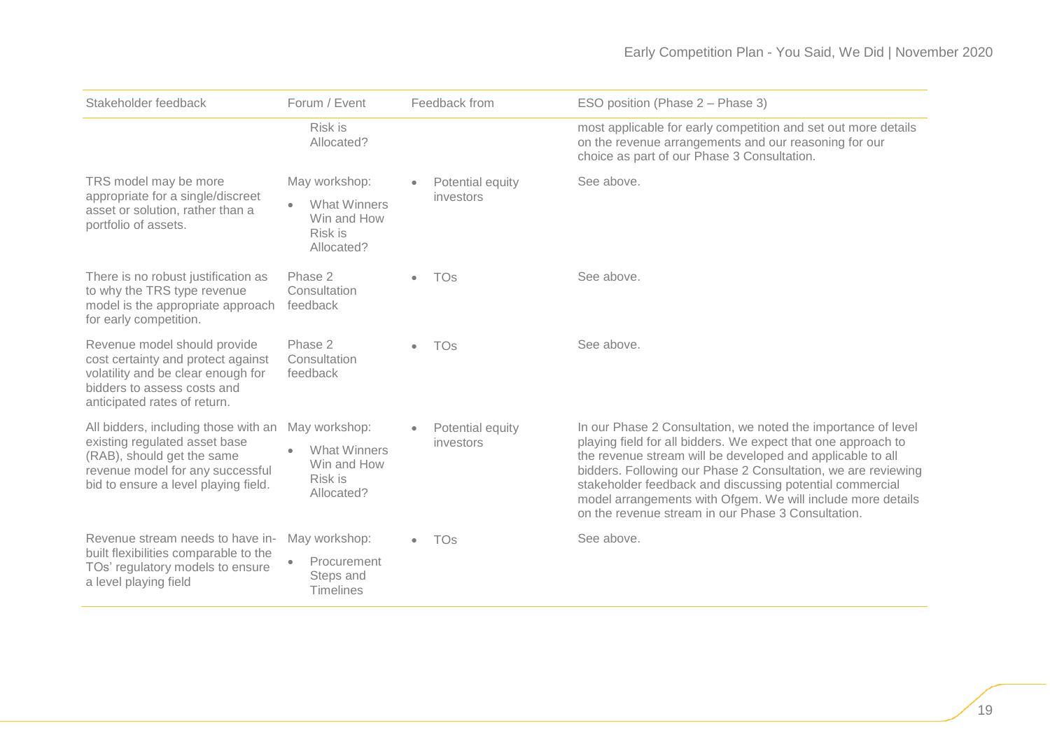| Stakeholder feedback | Forum / Event | Feedback from | ESO position (Phase 2 – Phase 3) |
|---|---|---|---|
| | Risk is Allocated? | | most applicable for early competition and set out more details on the revenue arrangements and our reasoning for our choice as part of our Phase 3 Consultation. |
| TRS model may be more appropriate for a single/discreet asset or solution, rather than a portfolio of assets. | May workshop: <br>• What Winners Win and How Risk is Allocated? | • Potential equity investors | See above. |
| There is no robust justification as to why the TRS type revenue model is the appropriate approach for early competition. | Phase 2 Consultation feedback | • TOs | See above. |
| Revenue model should provide cost certainty and protect against volatility and be clear enough for bidders to assess costs and anticipated rates of return. | Phase 2 Consultation feedback | • TOs | See above. |
| All bidders, including those with an existing regulated asset base (RAB), should get the same revenue model for any successful bid to ensure a level playing field. | May workshop: <br>• What Winners Win and How Risk is Allocated? | • Potential equity investors | In our Phase 2 Consultation, we noted the importance of level playing field for all bidders. We expect that one approach to the revenue stream will be developed and applicable to all bidders. Following our Phase 2 Consultation, we are reviewing stakeholder feedback and discussing potential commercial model arrangements with Ofgem. We will include more details on the revenue stream in our Phase 3 Consultation. |
| Revenue stream needs to have in-built flexibilities comparable to the TOs' regulatory models to ensure a level playing field | May workshop: <br>• Procurement Steps and Timelines | • TOs | See above. |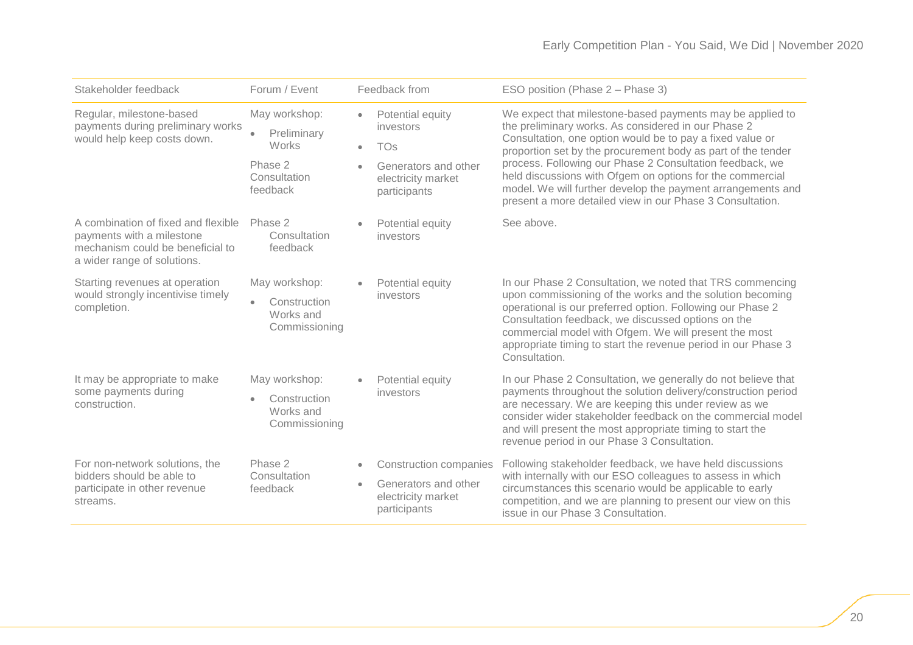| Stakeholder feedback | Forum / Event | Feedback from | ESO position (Phase 2 – Phase 3) |
|---|---|---|---|
| Regular, milestone-based payments during preliminary works would help keep costs down. | May workshop: <br>• Preliminary Works <br>Phase 2 Consultation feedback | • Potential equity investors <br>• TOs <br>• Generators and other electricity market participants | We expect that milestone-based payments may be applied to the preliminary works. As considered in our Phase 2 Consultation, one option would be to pay a fixed value or proportion set by the procurement body as part of the tender process. Following our Phase 2 Consultation feedback, we held discussions with Ofgem on options for the commercial model. We will further develop the payment arrangements and present a more detailed view in our Phase 3 Consultation. |
| A combination of fixed and flexible payments with a milestone mechanism could be beneficial to a wider range of solutions. | Phase 2 Consultation feedback | • Potential equity investors | See above. |
| Starting revenues at operation would strongly incentivise timely completion. | May workshop: <br>• Construction Works and Commissioning | • Potential equity investors | In our Phase 2 Consultation, we noted that TRS commencing upon commissioning of the works and the solution becoming operational is our preferred option. Following our Phase 2 Consultation feedback, we discussed options on the commercial model with Ofgem. We will present the most appropriate timing to start the revenue period in our Phase 3 Consultation. |
| It may be appropriate to make some payments during construction. | May workshop: <br>• Construction Works and Commissioning | • Potential equity investors | In our Phase 2 Consultation, we generally do not believe that payments throughout the solution delivery/construction period are necessary. We are keeping this under review as we consider wider stakeholder feedback on the commercial model and will present the most appropriate timing to start the revenue period in our Phase 3 Consultation. |
| For non-network solutions, the bidders should be able to participate in other revenue streams. | Phase 2 Consultation feedback | • Construction companies <br>• Generators and other electricity market participants | Following stakeholder feedback, we have held discussions with internally with our ESO colleagues to assess in which circumstances this scenario would be applicable to early competition, and we are planning to present our view on this issue in our Phase 3 Consultation. |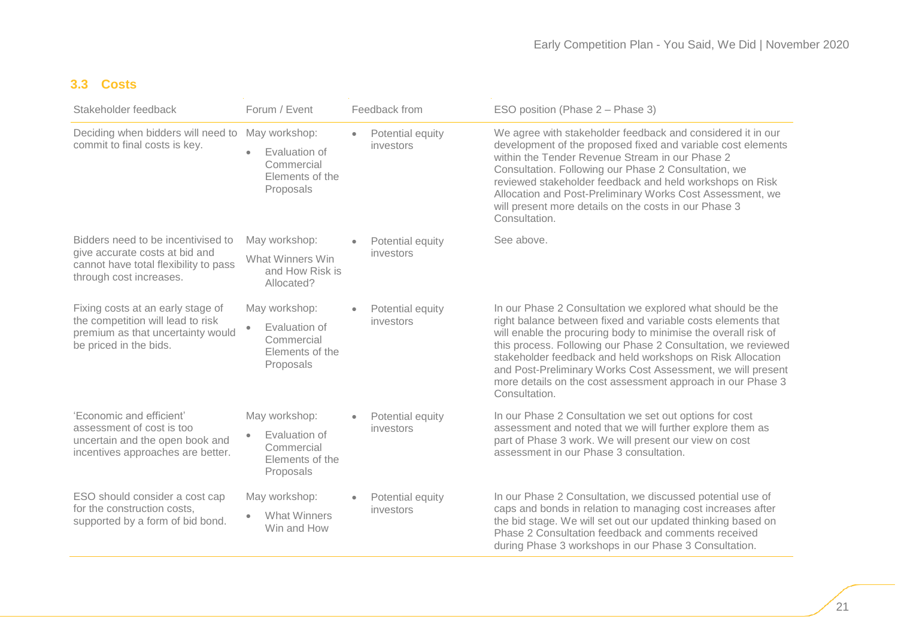## 3.3 Costs

| Stakeholder feedback | Forum / Event | Feedback from | ESO position (Phase 2 – Phase 3) |
|---|---|---|---|
| Deciding when bidders will need to commit to final costs is key. | May workshop: <br>• Evaluation of Commercial Elements of the Proposals | • Potential equity investors | We agree with stakeholder feedback and considered it in our development of the proposed fixed and variable cost elements within the Tender Revenue Stream in our Phase 2 Consultation. Following our Phase 2 Consultation, we reviewed stakeholder feedback and held workshops on Risk Allocation and Post-Preliminary Works Cost Assessment, we will present more details on the costs in our Phase 3 Consultation. |
| Bidders need to be incentivised to give accurate costs at bid and cannot have total flexibility to pass through cost increases. | May workshop: <br>What Winners Win and How Risk is Allocated? | • Potential equity investors | See above. |
| Fixing costs at an early stage of the competition will lead to risk premium as that uncertainty would be priced in the bids. | May workshop: <br>• Evaluation of Commercial Elements of the Proposals | • Potential equity investors | In our Phase 2 Consultation we explored what should be the right balance between fixed and variable costs elements that will enable the procuring body to minimise the overall risk of this process. Following our Phase 2 Consultation, we reviewed stakeholder feedback and held workshops on Risk Allocation and Post-Preliminary Works Cost Assessment, we will present more details on the cost assessment approach in our Phase 3 Consultation. |
| 'Economic and efficient' assessment of cost is too uncertain and the open book and incentives approaches are better. | May workshop: <br>• Evaluation of Commercial Elements of the Proposals | • Potential equity investors | In our Phase 2 Consultation we set out options for cost assessment and noted that we will further explore them as part of Phase 3 work. We will present our view on cost assessment in our Phase 3 consultation. |
| ESO should consider a cost cap for the construction costs, supported by a form of bid bond. | May workshop: <br>• What Winners Win and How | • Potential equity investors | In our Phase 2 Consultation, we discussed potential use of caps and bonds in relation to managing cost increases after the bid stage. We will set out our updated thinking based on Phase 2 Consultation feedback and comments received during Phase 3 workshops in our Phase 3 Consultation. |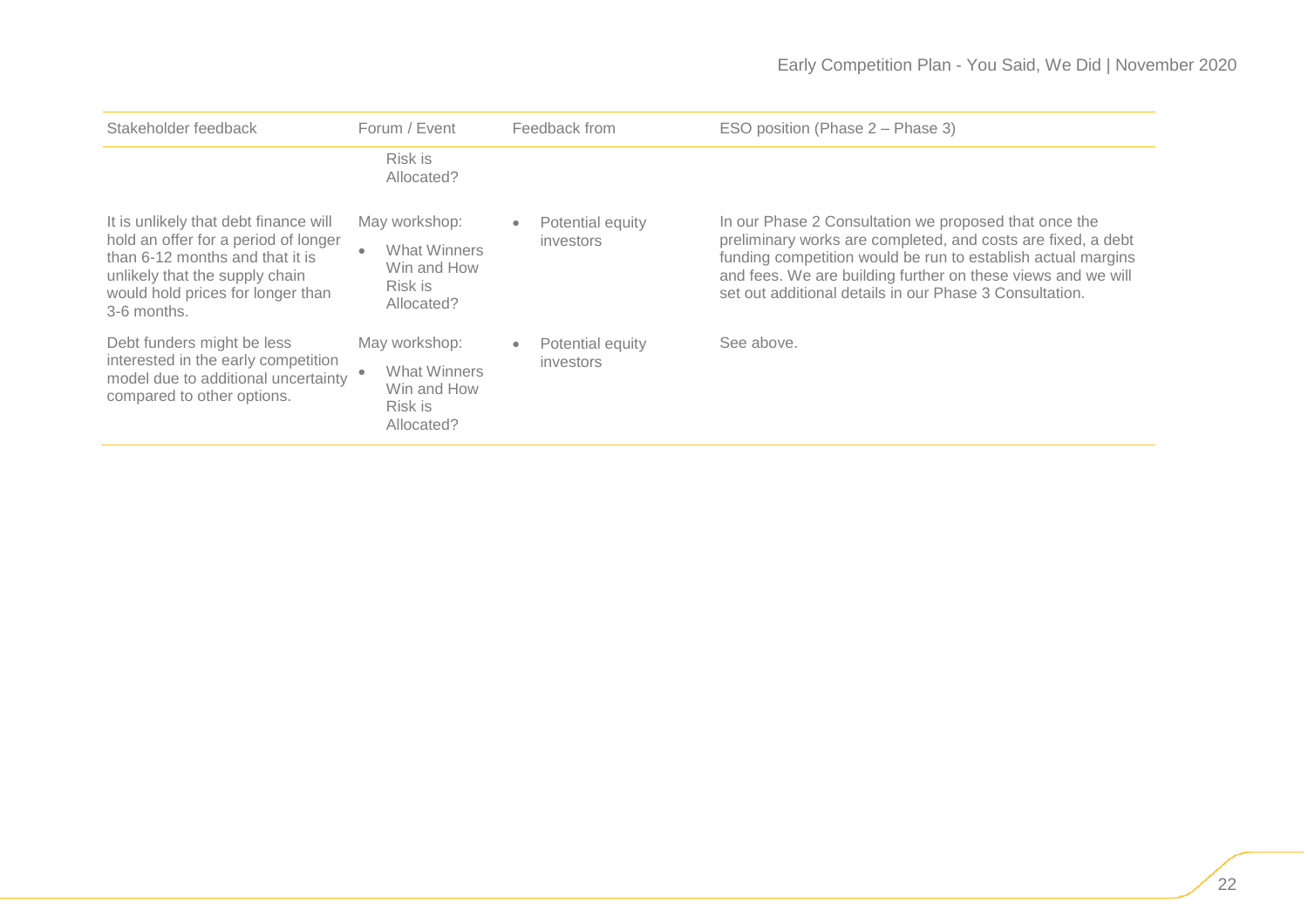| Stakeholder feedback | Forum / Event | Feedback from | ESO position (Phase 2 – Phase 3) |
|---|---|---|---|
| | Risk is Allocated? | | |
| It is unlikely that debt finance will hold an offer for a period of longer than 6-12 months and that it is unlikely that the supply chain would hold prices for longer than 3-6 months. | May workshop:<br>• What Winners Win and How Risk is Allocated? | • Potential equity investors | In our Phase 2 Consultation we proposed that once the preliminary works are completed, and costs are fixed, a debt funding competition would be run to establish actual margins and fees. We are building further on these views and we will set out additional details in our Phase 3 Consultation. |
| Debt funders might be less interested in the early competition model due to additional uncertainty compared to other options. | May workshop:<br>• What Winners Win and How Risk is Allocated? | • Potential equity investors | See above. |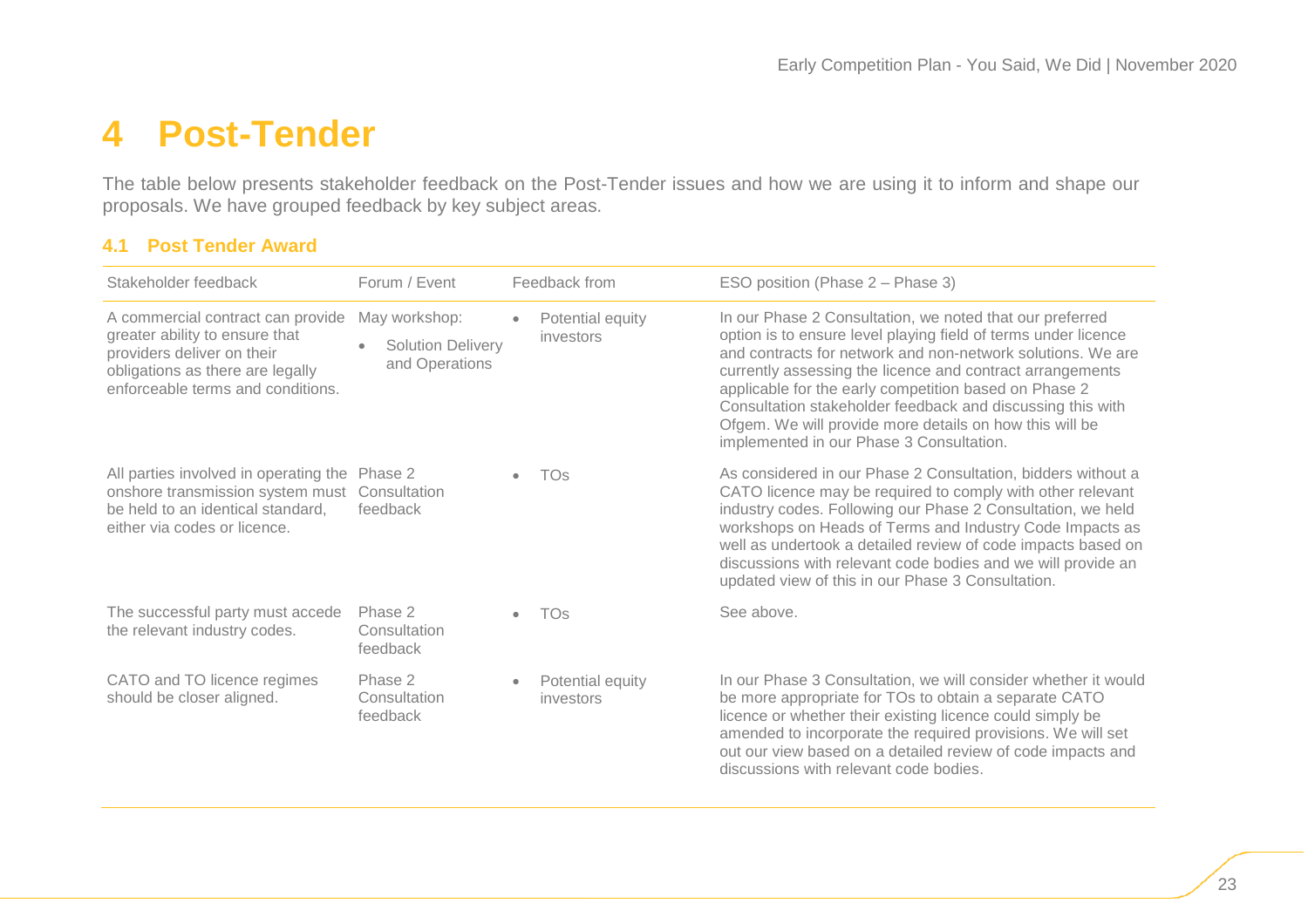# 4 Post-Tender

The table below presents stakeholder feedback on the Post-Tender issues and how we are using it to inform and shape our proposals. We have grouped feedback by key subject areas.

## 4.1 Post Tender Award

| Stakeholder feedback | Forum / Event | Feedback from | ESO position (Phase 2 – Phase 3) |
|---|---|---|---|
| A commercial contract can provide greater ability to ensure that providers deliver on their obligations as there are legally enforceable terms and conditions. | May workshop: <br>• Solution Delivery and Operations | • Potential equity investors | In our Phase 2 Consultation, we noted that our preferred option is to ensure level playing field of terms under licence and contracts for network and non-network solutions. We are currently assessing the licence and contract arrangements applicable for the early competition based on Phase 2 Consultation stakeholder feedback and discussing this with Ofgem. We will provide more details on how this will be implemented in our Phase 3 Consultation. |
| All parties involved in operating the onshore transmission system must be held to an identical standard, either via codes or licence. | Phase 2 Consultation feedback | • TOs | As considered in our Phase 2 Consultation, bidders without a CATO licence may be required to comply with other relevant industry codes. Following our Phase 2 Consultation, we held workshops on Heads of Terms and Industry Code Impacts as well as undertook a detailed review of code impacts based on discussions with relevant code bodies and we will provide an updated view of this in our Phase 3 Consultation. |
| The successful party must accede the relevant industry codes. | Phase 2 Consultation feedback | • TOs | See above. |
| CATO and TO licence regimes should be closer aligned. | Phase 2 Consultation feedback | • Potential equity investors | In our Phase 3 Consultation, we will consider whether it would be more appropriate for TOs to obtain a separate CATO licence or whether their existing licence could simply be amended to incorporate the required provisions. We will set out our view based on a detailed review of code impacts and discussions with relevant code bodies. |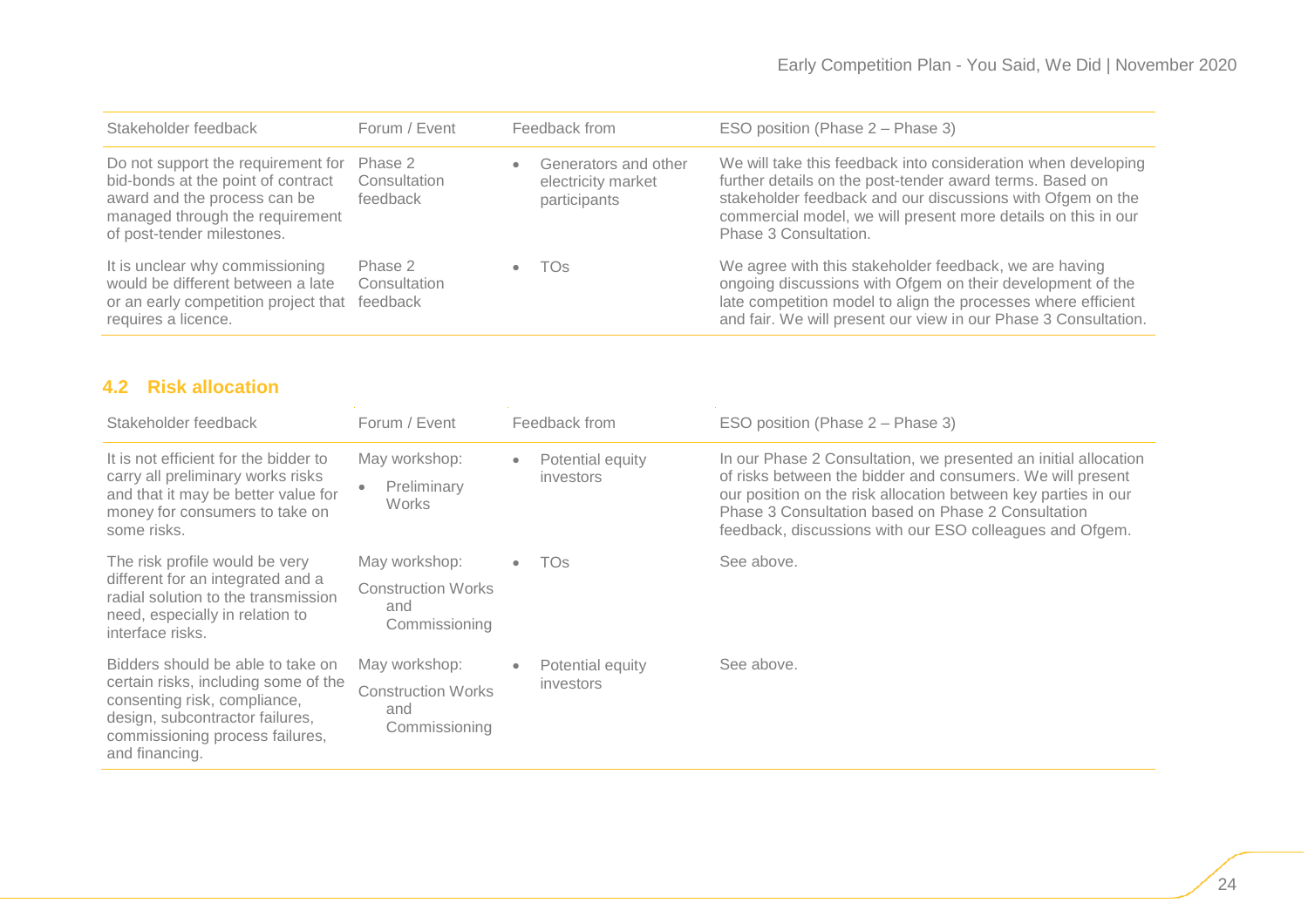| Stakeholder feedback | Forum / Event | Feedback from | ESO position (Phase 2 – Phase 3) |
|---|---|---|---|
| Do not support the requirement for bid-bonds at the point of contract award and the process can be managed through the requirement of post-tender milestones. | Phase 2 Consultation feedback | • Generators and other electricity market participants | We will take this feedback into consideration when developing further details on the post-tender award terms. Based on stakeholder feedback and our discussions with Ofgem on the commercial model, we will present more details on this in our Phase 3 Consultation. |
| It is unclear why commissioning would be different between a late or an early competition project that requires a licence. | Phase 2 Consultation feedback | • TOs | We agree with this stakeholder feedback, we are having ongoing discussions with Ofgem on their development of the late competition model to align the processes where efficient and fair. We will present our view in our Phase 3 Consultation. |

## 4.2 Risk allocation

| Stakeholder feedback | Forum / Event | Feedback from | ESO position (Phase 2 – Phase 3) |
|---|---|---|---|
| It is not efficient for the bidder to carry all preliminary works risks and that it may be better value for money for consumers to take on some risks. | May workshop: • Preliminary Works | • Potential equity investors | In our Phase 2 Consultation, we presented an initial allocation of risks between the bidder and consumers. We will present our position on the risk allocation between key parties in our Phase 3 Consultation based on Phase 2 Consultation feedback, discussions with our ESO colleagues and Ofgem. |
| The risk profile would be very different for an integrated and a radial solution to the transmission need, especially in relation to interface risks. | May workshop: Construction Works and Commissioning | • TOs | See above. |
| Bidders should be able to take on certain risks, including some of the consenting risk, compliance, design, subcontractor failures, commissioning process failures, and financing. | May workshop: Construction Works and Commissioning | • Potential equity investors | See above. |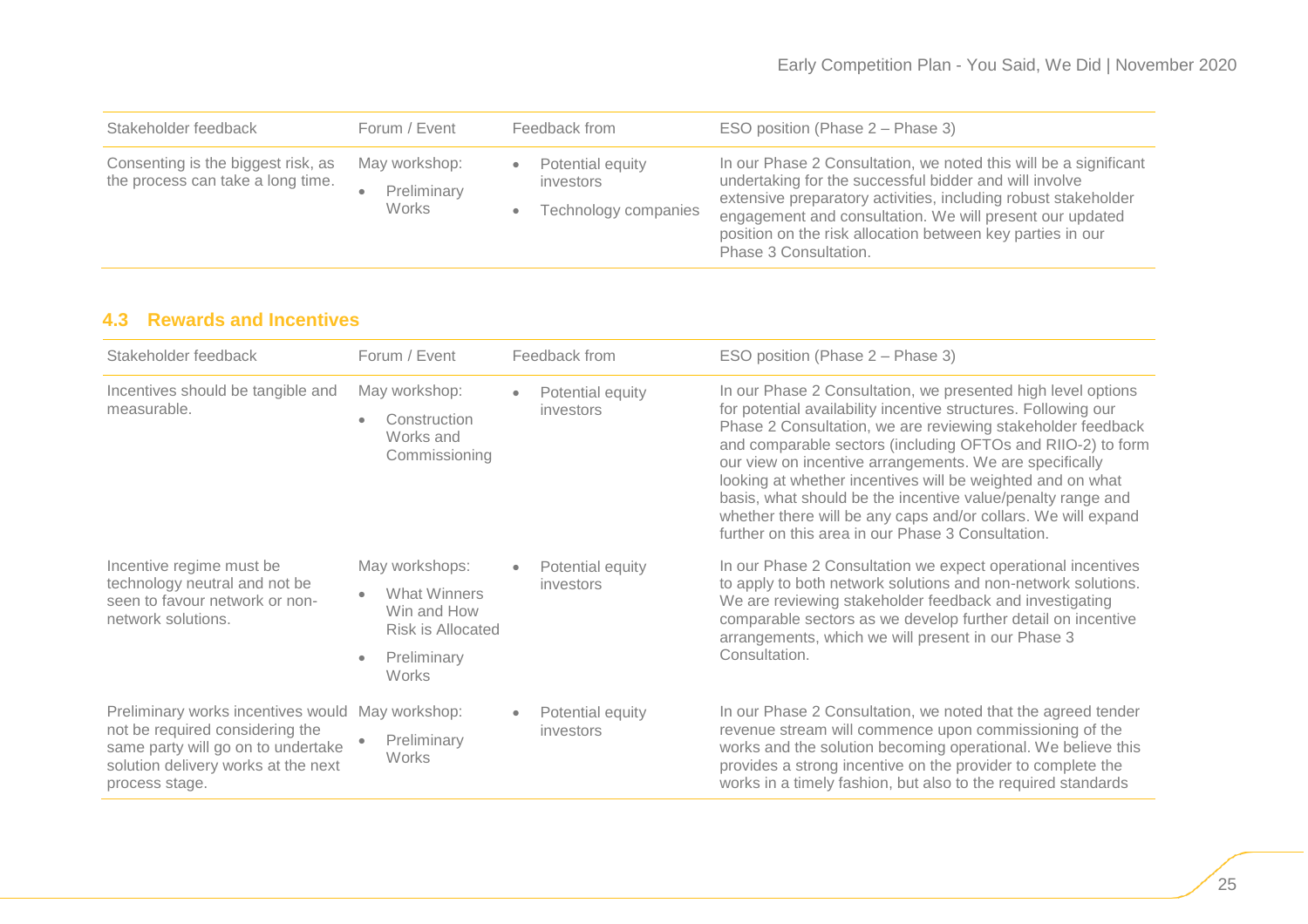| Stakeholder feedback | Forum / Event | Feedback from | ESO position (Phase 2 – Phase 3) |
|---|---|---|---|
| Consenting is the biggest risk, as the process can take a long time. | May workshop:<br>• Preliminary Works | • Potential equity investors<br>• Technology companies | In our Phase 2 Consultation, we noted this will be a significant undertaking for the successful bidder and will involve extensive preparatory activities, including robust stakeholder engagement and consultation. We will present our updated position on the risk allocation between key parties in our Phase 3 Consultation. |

## 4.3 Rewards and Incentives

| Stakeholder feedback | Forum / Event | Feedback from | ESO position (Phase 2 – Phase 3) |
|---|---|---|---|
| Incentives should be tangible and measurable. | May workshop:<br>• Construction Works and Commissioning | • Potential equity investors | In our Phase 2 Consultation, we presented high level options for potential availability incentive structures. Following our Phase 2 Consultation, we are reviewing stakeholder feedback and comparable sectors (including OFTOs and RIIO-2) to form our view on incentive arrangements. We are specifically looking at whether incentives will be weighted and on what basis, what should be the incentive value/penalty range and whether there will be any caps and/or collars. We will expand further on this area in our Phase 3 Consultation. |
| Incentive regime must be technology neutral and not be seen to favour network or non-network solutions. | May workshops:<br>• What Winners Win and How Risk is Allocated<br>• Preliminary Works | • Potential equity investors | In our Phase 2 Consultation we expect operational incentives to apply to both network solutions and non-network solutions. We are reviewing stakeholder feedback and investigating comparable sectors as we develop further detail on incentive arrangements, which we will present in our Phase 3 Consultation. |
| Preliminary works incentives would not be required considering the same party will go on to undertake solution delivery works at the next process stage. | May workshop:<br>• Preliminary Works | • Potential equity investors | In our Phase 2 Consultation, we noted that the agreed tender revenue stream will commence upon commissioning of the works and the solution becoming operational. We believe this provides a strong incentive on the provider to complete the works in a timely fashion, but also to the required standards |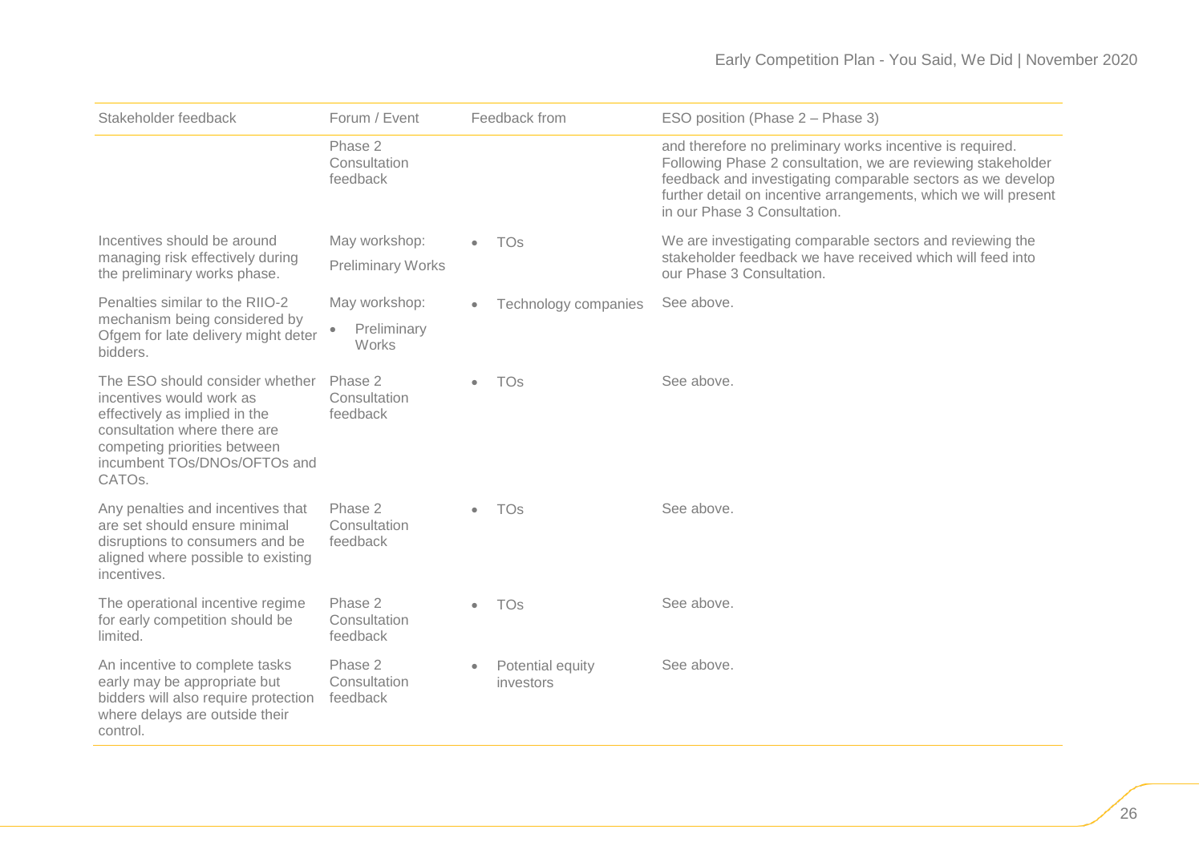| Stakeholder feedback | Forum / Event | Feedback from | ESO position (Phase 2 – Phase 3) |
|---|---|---|---|
| | Phase 2 Consultation feedback | | and therefore no preliminary works incentive is required. Following Phase 2 consultation, we are reviewing stakeholder feedback and investigating comparable sectors as we develop further detail on incentive arrangements, which we will present in our Phase 3 Consultation. |
| Incentives should be around managing risk effectively during the preliminary works phase. | May workshop: Preliminary Works | • TOs | We are investigating comparable sectors and reviewing the stakeholder feedback we have received which will feed into our Phase 3 Consultation. |
| Penalties similar to the RIIO-2 mechanism being considered by Ofgem for late delivery might deter bidders. | May workshop: • Preliminary Works | • Technology companies | See above. |
| The ESO should consider whether incentives would work as effectively as implied in the consultation where there are competing priorities between incumbent TOs/DNOs/OFTOs and CATOs. | Phase 2 Consultation feedback | • TOs | See above. |
| Any penalties and incentives that are set should ensure minimal disruptions to consumers and be aligned where possible to existing incentives. | Phase 2 Consultation feedback | • TOs | See above. |
| The operational incentive regime for early competition should be limited. | Phase 2 Consultation feedback | • TOs | See above. |
| An incentive to complete tasks early may be appropriate but bidders will also require protection where delays are outside their control. | Phase 2 Consultation feedback | • Potential equity investors | See above. |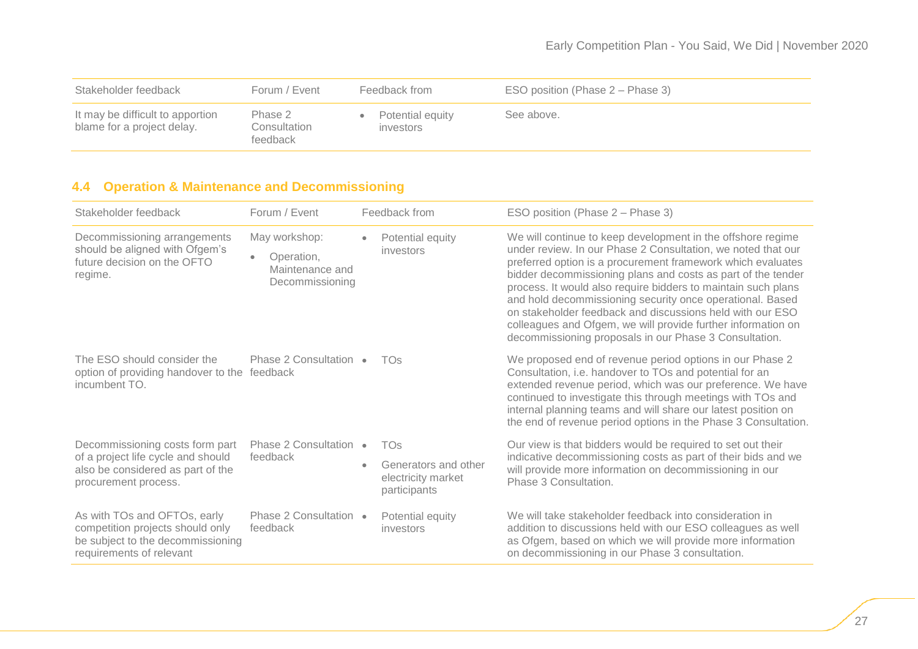| Stakeholder feedback | Forum / Event | Feedback from | ESO position (Phase 2 – Phase 3) |
|---|---|---|---|
| It may be difficult to apportion blame for a project delay. | Phase 2 Consultation feedback | • Potential equity investors | See above. |

## 4.4 Operation & Maintenance and Decommissioning

| Stakeholder feedback | Forum / Event | Feedback from | ESO position (Phase 2 – Phase 3) |
|---|---|---|---|
| Decommissioning arrangements should be aligned with Ofgem's future decision on the OFTO regime. | May workshop: • Operation, Maintenance and Decommissioning | • Potential equity investors | We will continue to keep development in the offshore regime under review. In our Phase 2 Consultation, we noted that our preferred option is a procurement framework which evaluates bidder decommissioning plans and costs as part of the tender process. It would also require bidders to maintain such plans and hold decommissioning security once operational. Based on stakeholder feedback and discussions held with our ESO colleagues and Ofgem, we will provide further information on decommissioning proposals in our Phase 3 Consultation. |
| The ESO should consider the option of providing handover to the incumbent TO. | Phase 2 Consultation feedback | • TOs | We proposed end of revenue period options in our Phase 2 Consultation, i.e. handover to TOs and potential for an extended revenue period, which was our preference. We have continued to investigate this through meetings with TOs and internal planning teams and will share our latest position on the end of revenue period options in the Phase 3 Consultation. |
| Decommissioning costs form part of a project life cycle and should also be considered as part of the procurement process. | Phase 2 Consultation feedback | • TOs<br>• Generators and other electricity market participants | Our view is that bidders would be required to set out their indicative decommissioning costs as part of their bids and we will provide more information on decommissioning in our Phase 3 Consultation. |
| As with TOs and OFTOs, early competition projects should only be subject to the decommissioning requirements of relevant | Phase 2 Consultation feedback | • Potential equity investors | We will take stakeholder feedback into consideration in addition to discussions held with our ESO colleagues as well as Ofgem, based on which we will provide more information on decommissioning in our Phase 3 consultation. |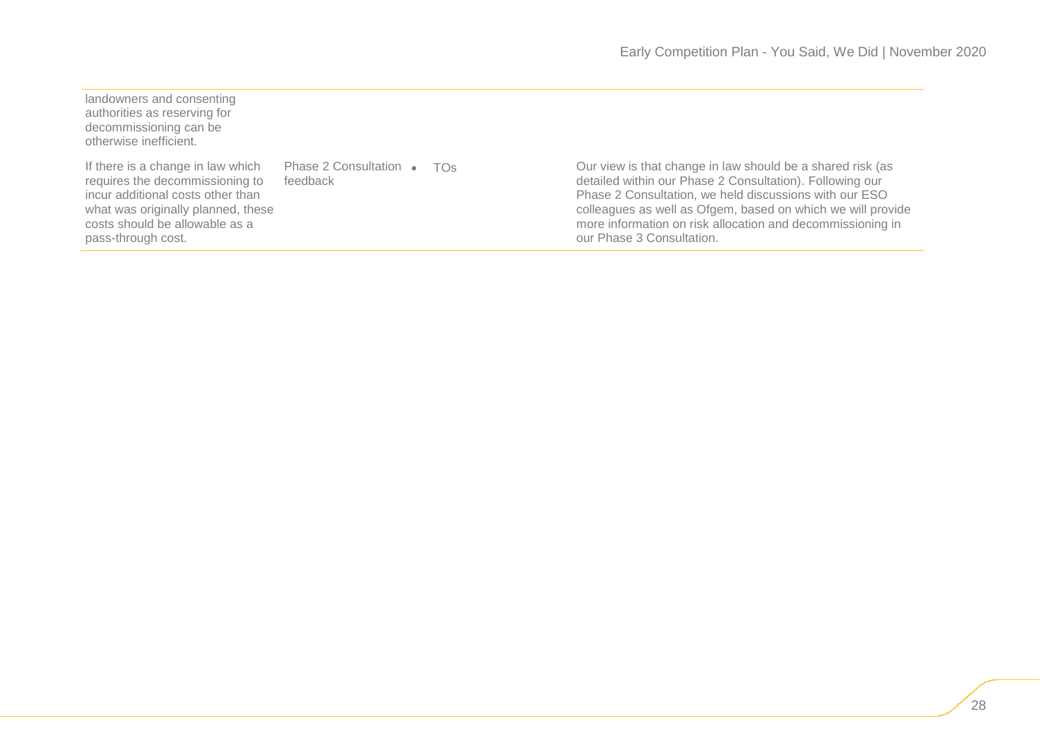| | | | |
|---|---|---|---|
| landowners and consenting authorities as reserving for decommissioning can be otherwise inefficient. | | | |
| If there is a change in law which requires the decommissioning to incur additional costs other than what was originally planned, these costs should be allowable as a pass-through cost. | Phase 2 Consultation feedback | • TOs | Our view is that change in law should be a shared risk (as detailed within our Phase 2 Consultation). Following our Phase 2 Consultation, we held discussions with our ESO colleagues as well as Ofgem, based on which we will provide more information on risk allocation and decommissioning in our Phase 3 Consultation. |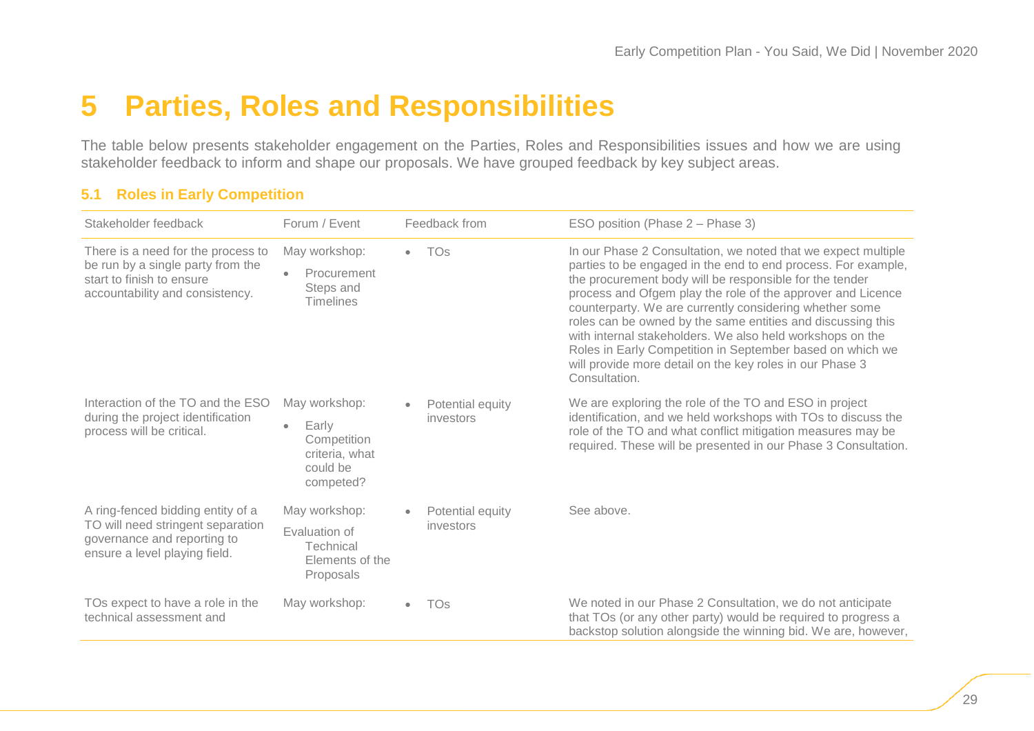# 5 Parties, Roles and Responsibilities

The table below presents stakeholder engagement on the Parties, Roles and Responsibilities issues and how we are using stakeholder feedback to inform and shape our proposals. We have grouped feedback by key subject areas.

## 5.1 Roles in Early Competition

| Stakeholder feedback | Forum / Event | Feedback from | ESO position (Phase 2 – Phase 3) |
|---|---|---|---|
| There is a need for the process to be run by a single party from the start to finish to ensure accountability and consistency. | May workshop:<br>• Procurement Steps and Timelines | • TOs | In our Phase 2 Consultation, we noted that we expect multiple parties to be engaged in the end to end process. For example, the procurement body will be responsible for the tender process and Ofgem play the role of the approver and Licence counterparty. We are currently considering whether some roles can be owned by the same entities and discussing this with internal stakeholders. We also held workshops on the Roles in Early Competition in September based on which we will provide more detail on the key roles in our Phase 3 Consultation. |
| Interaction of the TO and the ESO during the project identification process will be critical. | May workshop:<br>• Early Competition criteria, what could be competed? | • Potential equity investors | We are exploring the role of the TO and ESO in project identification, and we held workshops with TOs to discuss the role of the TO and what conflict mitigation measures may be required. These will be presented in our Phase 3 Consultation. |
| A ring-fenced bidding entity of a TO will need stringent separation governance and reporting to ensure a level playing field. | May workshop:<br>Evaluation of Technical Elements of the Proposals | • Potential equity investors | See above. |
| TOs expect to have a role in the technical assessment and | May workshop: | • TOs | We noted in our Phase 2 Consultation, we do not anticipate that TOs (or any other party) would be required to progress a backstop solution alongside the winning bid. We are, however, |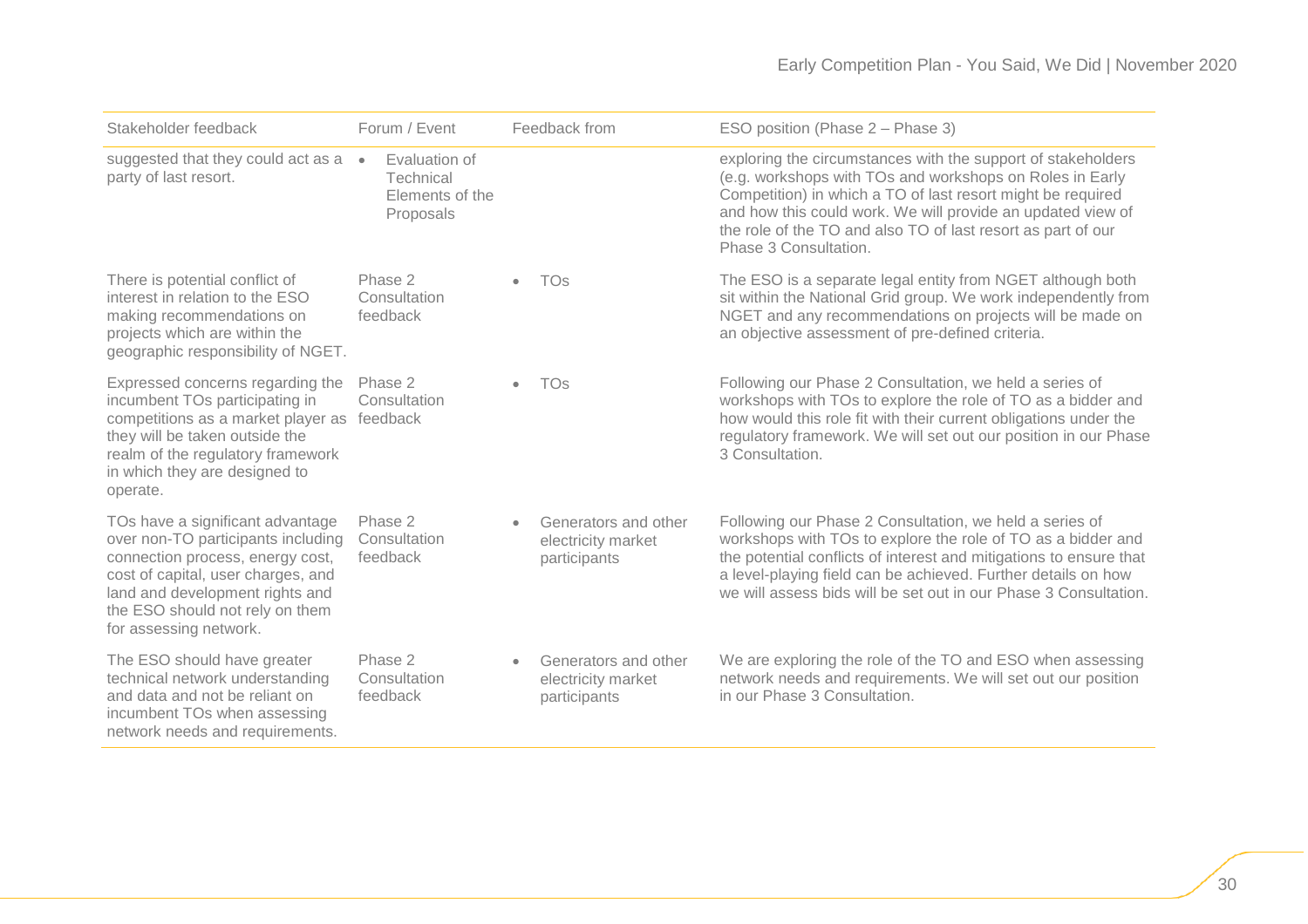| Stakeholder feedback | Forum / Event | Feedback from | ESO position (Phase 2 – Phase 3) |
|---|---|---|---|
| suggested that they could act as a party of last resort. | • Evaluation of Technical Elements of the Proposals | | exploring the circumstances with the support of stakeholders (e.g. workshops with TOs and workshops on Roles in Early Competition) in which a TO of last resort might be required and how this could work. We will provide an updated view of the role of the TO and also TO of last resort as part of our Phase 3 Consultation. |
| There is potential conflict of interest in relation to the ESO making recommendations on projects which are within the geographic responsibility of NGET. | Phase 2 Consultation feedback | • TOs | The ESO is a separate legal entity from NGET although both sit within the National Grid group. We work independently from NGET and any recommendations on projects will be made on an objective assessment of pre-defined criteria. |
| Expressed concerns regarding the incumbent TOs participating in competitions as a market player as they will be taken outside the realm of the regulatory framework in which they are designed to operate. | Phase 2 Consultation feedback | • TOs | Following our Phase 2 Consultation, we held a series of workshops with TOs to explore the role of TO as a bidder and how would this role fit with their current obligations under the regulatory framework. We will set out our position in our Phase 3 Consultation. |
| TOs have a significant advantage over non-TO participants including connection process, energy cost, cost of capital, user charges, and land and development rights and the ESO should not rely on them for assessing network. | Phase 2 Consultation feedback | • Generators and other electricity market participants | Following our Phase 2 Consultation, we held a series of workshops with TOs to explore the role of TO as a bidder and the potential conflicts of interest and mitigations to ensure that a level-playing field can be achieved. Further details on how we will assess bids will be set out in our Phase 3 Consultation. |
| The ESO should have greater technical network understanding and data and not be reliant on incumbent TOs when assessing network needs and requirements. | Phase 2 Consultation feedback | • Generators and other electricity market participants | We are exploring the role of the TO and ESO when assessing network needs and requirements. We will set out our position in our Phase 3 Consultation. |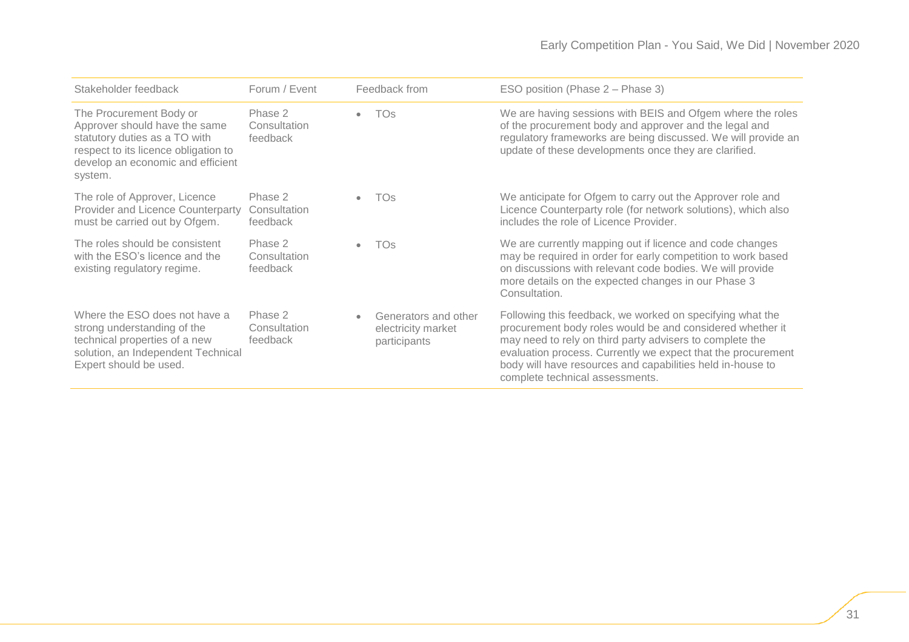| Stakeholder feedback | Forum / Event | Feedback from | ESO position (Phase 2 – Phase 3) |
|---|---|---|---|
| The Procurement Body or Approver should have the same statutory duties as a TO with respect to its licence obligation to develop an economic and efficient system. | Phase 2 Consultation feedback | • TOs | We are having sessions with BEIS and Ofgem where the roles of the procurement body and approver and the legal and regulatory frameworks are being discussed. We will provide an update of these developments once they are clarified. |
| The role of Approver, Licence Provider and Licence Counterparty must be carried out by Ofgem. | Phase 2 Consultation feedback | • TOs | We anticipate for Ofgem to carry out the Approver role and Licence Counterparty role (for network solutions), which also includes the role of Licence Provider. |
| The roles should be consistent with the ESO's licence and the existing regulatory regime. | Phase 2 Consultation feedback | • TOs | We are currently mapping out if licence and code changes may be required in order for early competition to work based on discussions with relevant code bodies. We will provide more details on the expected changes in our Phase 3 Consultation. |
| Where the ESO does not have a strong understanding of the technical properties of a new solution, an Independent Technical Expert should be used. | Phase 2 Consultation feedback | • Generators and other electricity market participants | Following this feedback, we worked on specifying what the procurement body roles would be and considered whether it may need to rely on third party advisers to complete the evaluation process. Currently we expect that the procurement body will have resources and capabilities held in-house to complete technical assessments. |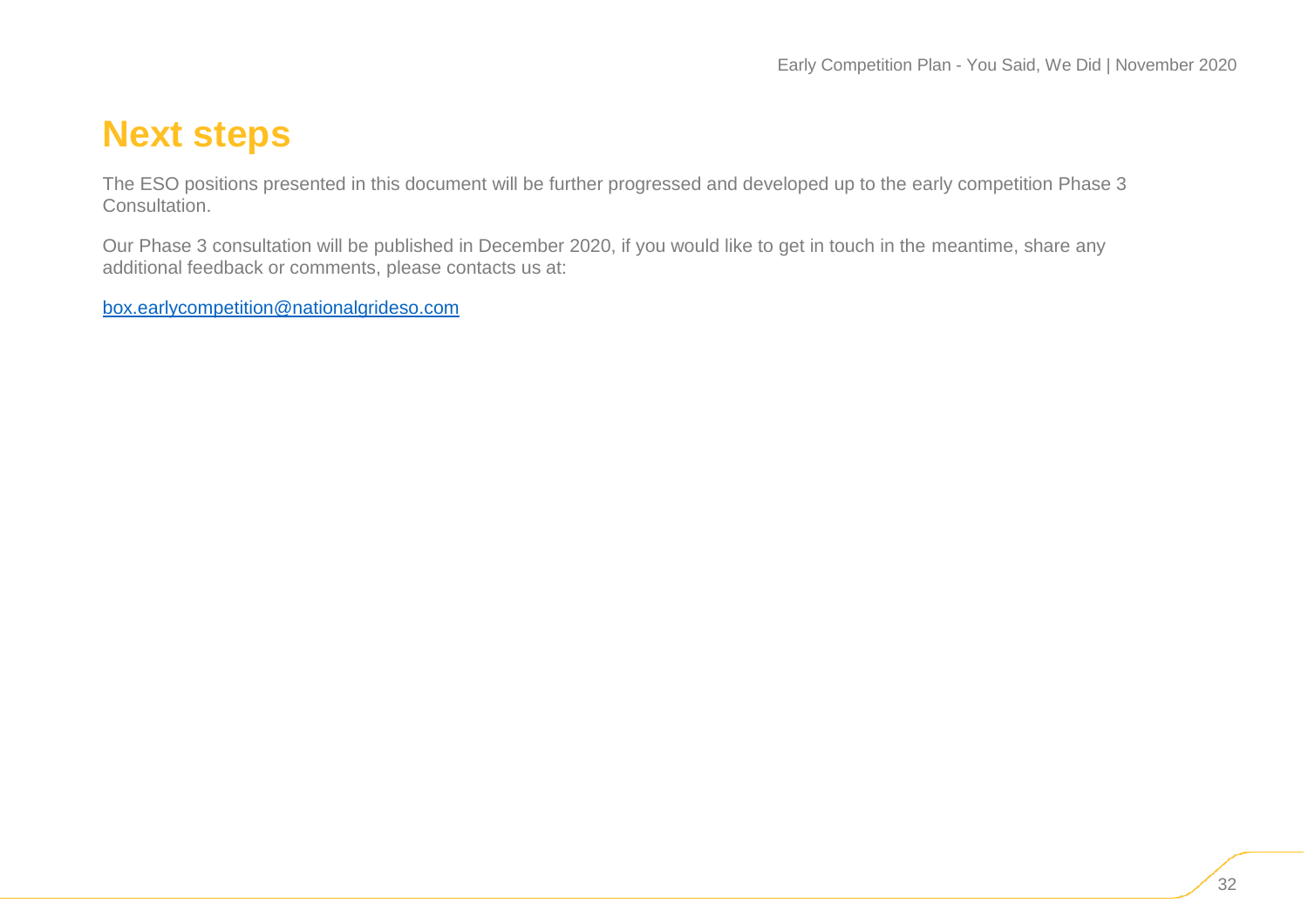# Next steps

The ESO positions presented in this document will be further progressed and developed up to the early competition Phase 3 Consultation.

Our Phase 3 consultation will be published in December 2020, if you would like to get in touch in the meantime, share any additional feedback or comments, please contacts us at:

[box.earlycompetition@nationalgrideso.com](mailto:box.earlycompetition@nationalgrideso.com)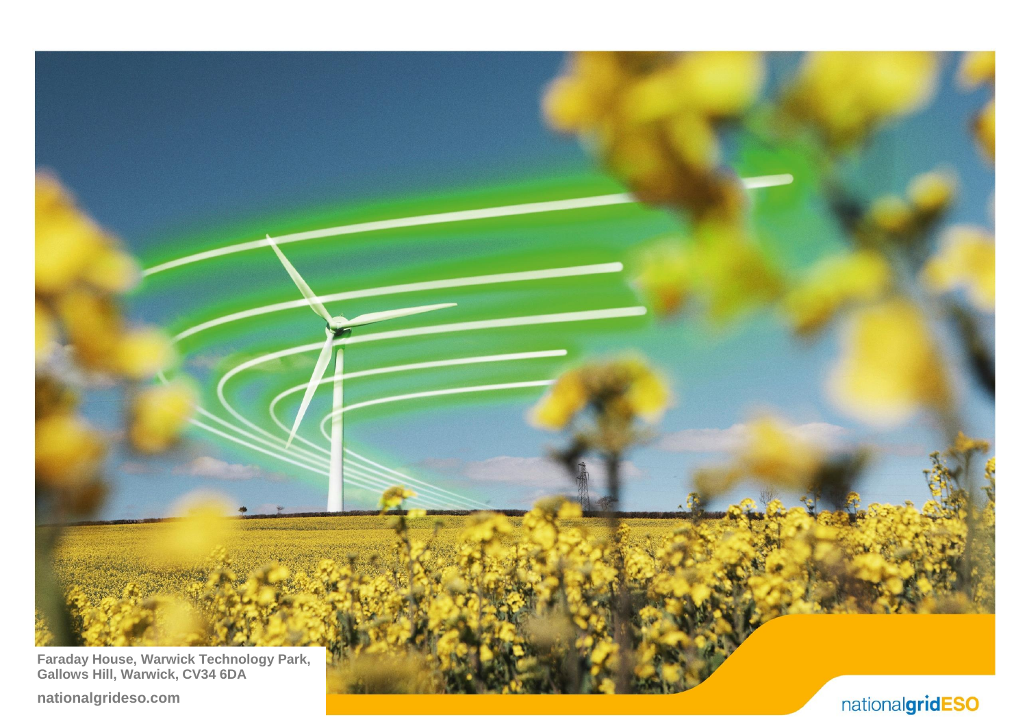Faraday House, Warwick Technology Park,
Gallows Hill, Warwick, CV34 6DA

nationalgrideso.com